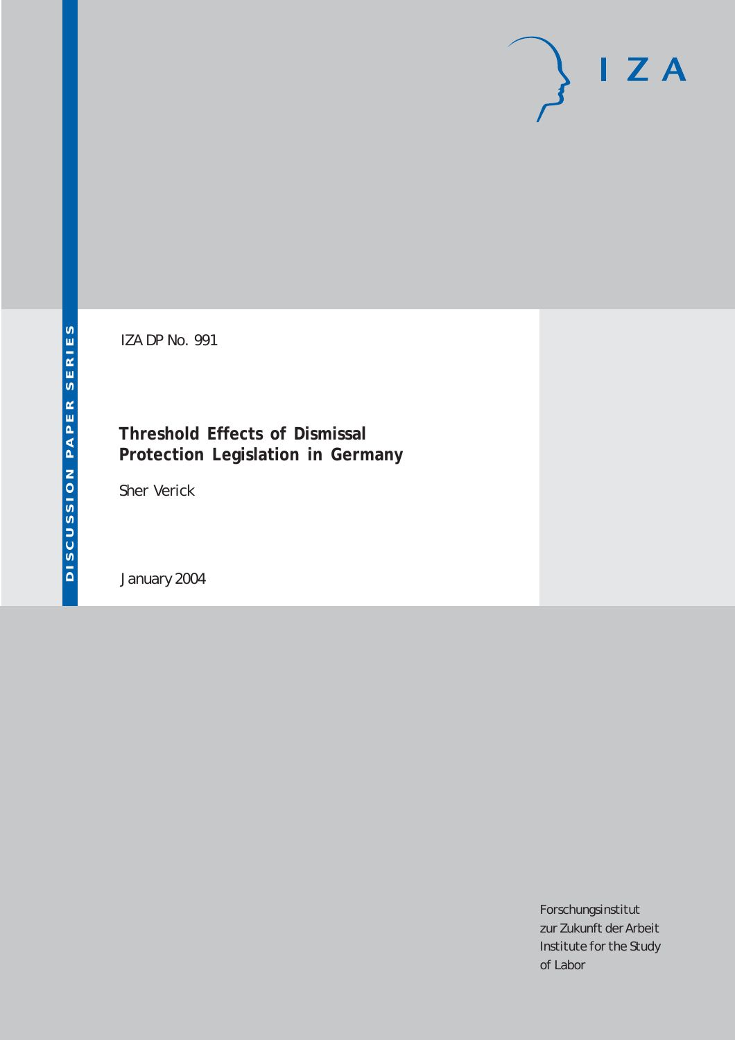IZA DP No. 991

# Threshold Effects of Dismissal Protection Legislation in Germany

Sher Verick

January 2004

DISCUSSION PAPER SERIES

Forschungsinstitut
zur Zukunft der Arbeit
Institute for the Study
of Labor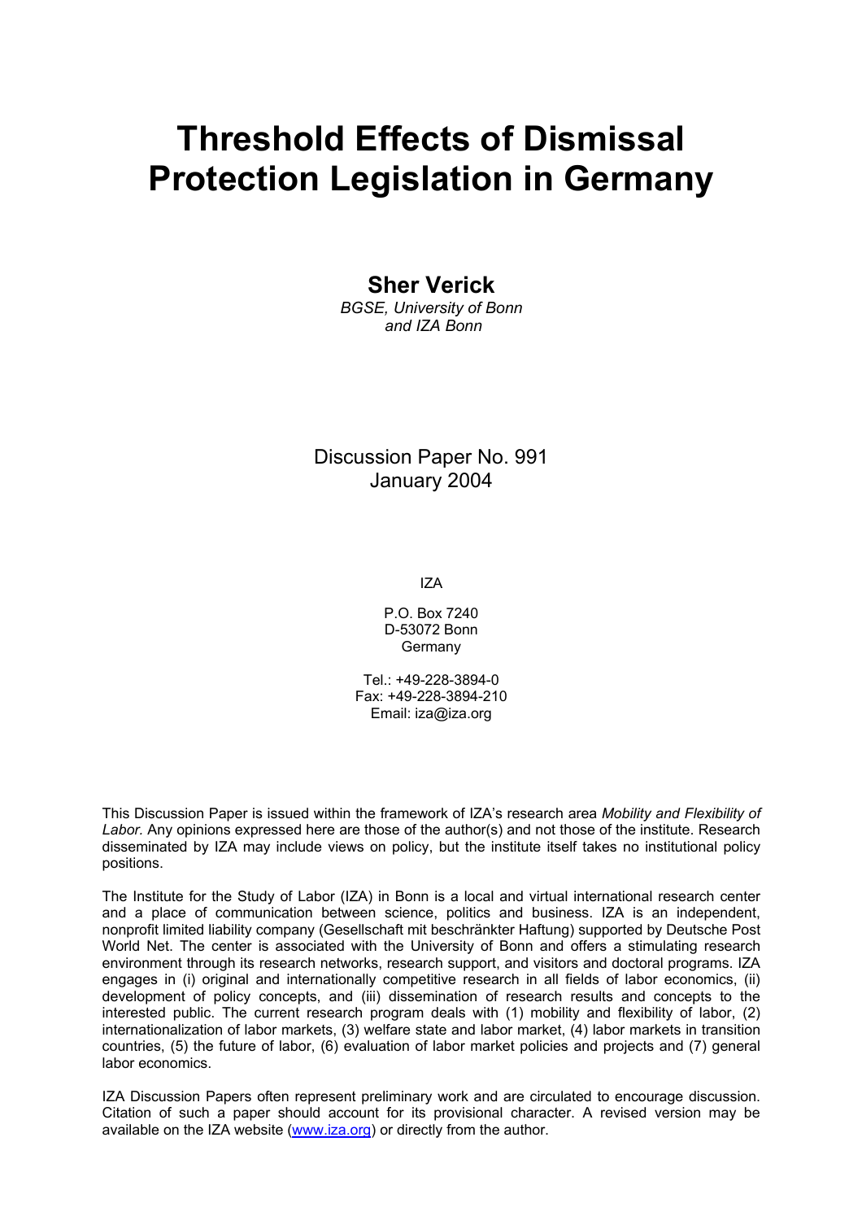# Threshold Effects of Dismissal Protection Legislation in Germany

**Sher Verick**

*BGSE, University of Bonn and IZA Bonn*

Discussion Paper No. 991
January 2004

IZA

P.O. Box 7240
D-53072 Bonn
Germany

Tel.: +49-228-3894-0
Fax: +49-228-3894-210
Email: iza@iza.org

This Discussion Paper is issued within the framework of IZA's research area *Mobility and Flexibility of Labor.* Any opinions expressed here are those of the author(s) and not those of the institute. Research disseminated by IZA may include views on policy, but the institute itself takes no institutional policy positions.

The Institute for the Study of Labor (IZA) in Bonn is a local and virtual international research center and a place of communication between science, politics and business. IZA is an independent, nonprofit limited liability company (Gesellschaft mit beschränkter Haftung) supported by Deutsche Post World Net. The center is associated with the University of Bonn and offers a stimulating research environment through its research networks, research support, and visitors and doctoral programs. IZA engages in (i) original and internationally competitive research in all fields of labor economics, (ii) development of policy concepts, and (iii) dissemination of research results and concepts to the interested public. The current research program deals with (1) mobility and flexibility of labor, (2) internationalization of labor markets, (3) welfare state and labor market, (4) labor markets in transition countries, (5) the future of labor, (6) evaluation of labor market policies and projects and (7) general labor economics.

IZA Discussion Papers often represent preliminary work and are circulated to encourage discussion. Citation of such a paper should account for its provisional character. A revised version may be available on the IZA website (www.iza.org) or directly from the author.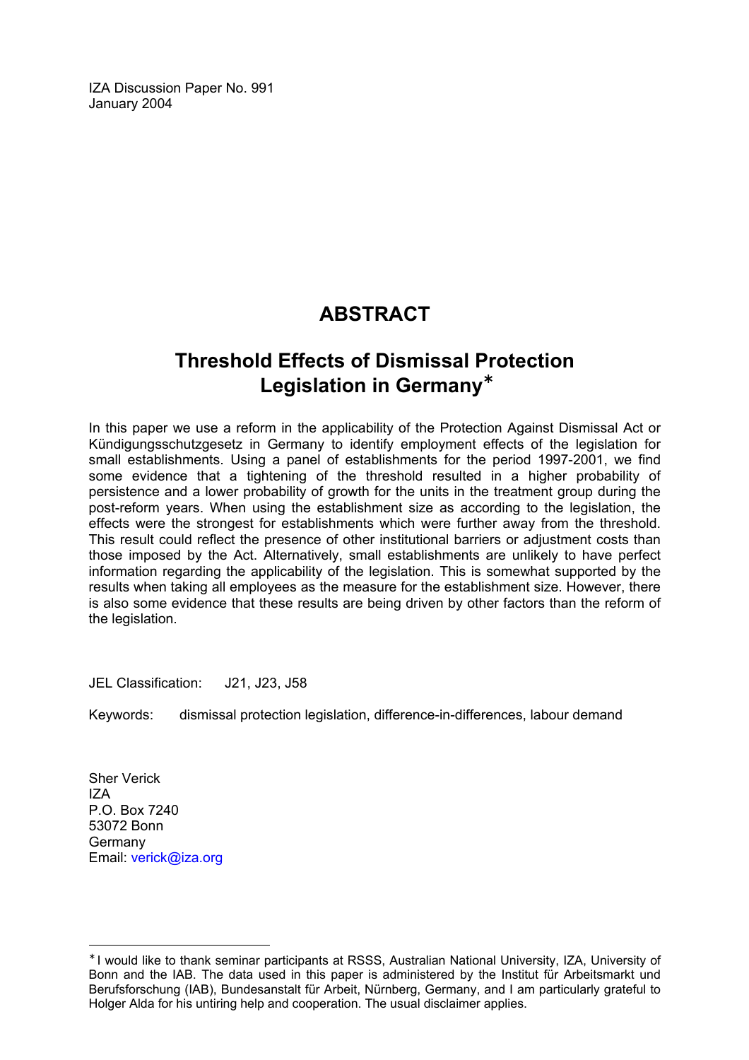IZA Discussion Paper No. 991
January 2004

# ABSTRACT

## Threshold Effects of Dismissal Protection Legislation in Germany*

In this paper we use a reform in the applicability of the Protection Against Dismissal Act or Kündigungsschutzgesetz in Germany to identify employment effects of the legislation for small establishments. Using a panel of establishments for the period 1997-2001, we find some evidence that a tightening of the threshold resulted in a higher probability of persistence and a lower probability of growth for the units in the treatment group during the post-reform years. When using the establishment size as according to the legislation, the effects were the strongest for establishments which were further away from the threshold. This result could reflect the presence of other institutional barriers or adjustment costs than those imposed by the Act. Alternatively, small establishments are unlikely to have perfect information regarding the applicability of the legislation. This is somewhat supported by the results when taking all employees as the measure for the establishment size. However, there is also some evidence that these results are being driven by other factors than the reform of the legislation.

JEL Classification: J21, J23, J58

Keywords: dismissal protection legislation, difference-in-differences, labour demand

Sher Verick
IZA
P.O. Box 7240
53072 Bonn
Germany
Email: verick@iza.org

---

* I would like to thank seminar participants at RSSS, Australian National University, IZA, University of Bonn and the IAB. The data used in this paper is administered by the Institut für Arbeitsmarkt und Berufsforschung (IAB), Bundesanstalt für Arbeit, Nürnberg, Germany, and I am particularly grateful to Holger Alda for his untiring help and cooperation. The usual disclaimer applies.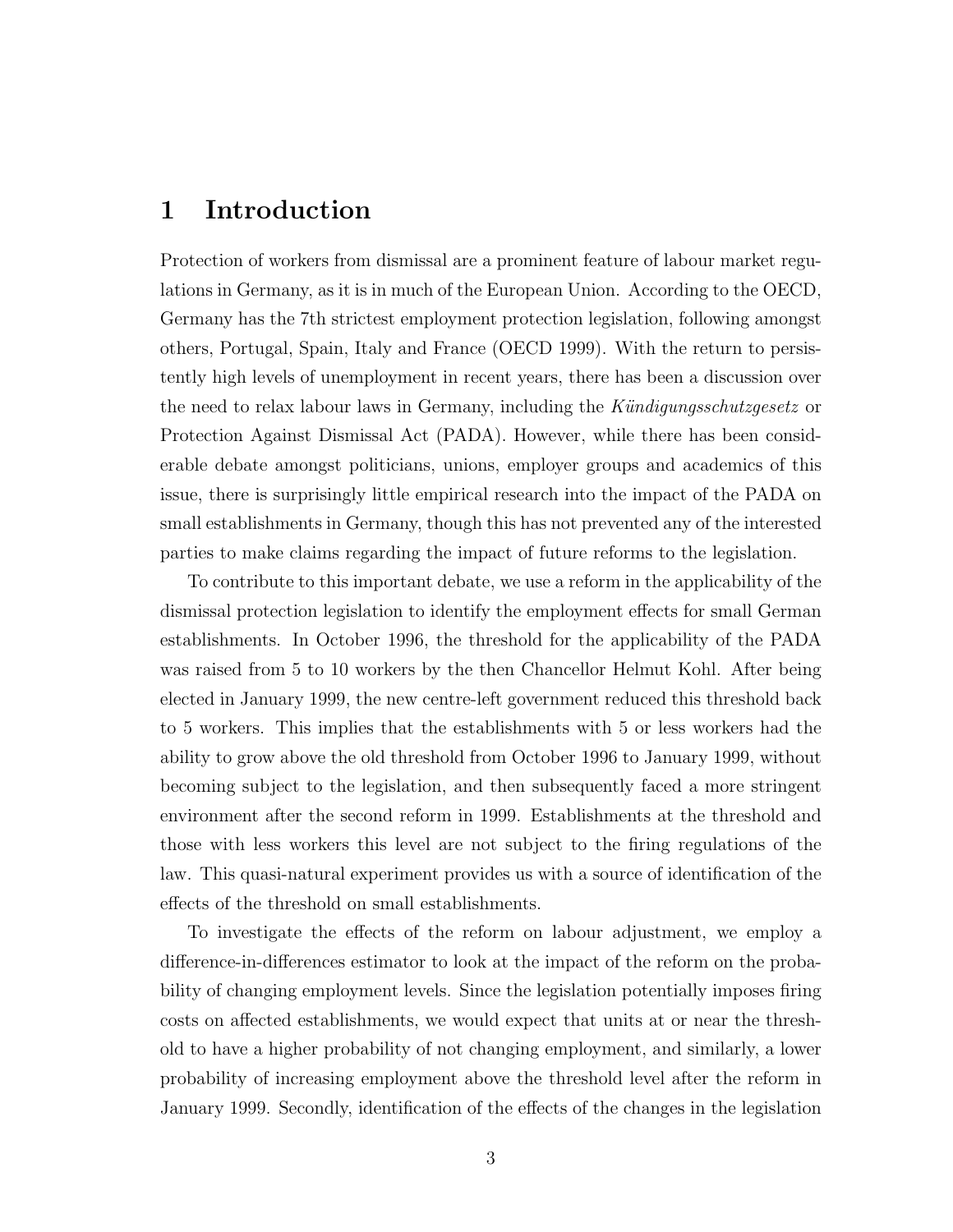# 1 Introduction

Protection of workers from dismissal are a prominent feature of labour market regulations in Germany, as it is in much of the European Union. According to the OECD, Germany has the 7th strictest employment protection legislation, following amongst others, Portugal, Spain, Italy and France (OECD 1999). With the return to persistently high levels of unemployment in recent years, there has been a discussion over the need to relax labour laws in Germany, including the *Kündigungsschutzgesetz* or Protection Against Dismissal Act (PADA). However, while there has been considerable debate amongst politicians, unions, employer groups and academics of this issue, there is surprisingly little empirical research into the impact of the PADA on small establishments in Germany, though this has not prevented any of the interested parties to make claims regarding the impact of future reforms to the legislation.

To contribute to this important debate, we use a reform in the applicability of the dismissal protection legislation to identify the employment effects for small German establishments. In October 1996, the threshold for the applicability of the PADA was raised from 5 to 10 workers by the then Chancellor Helmut Kohl. After being elected in January 1999, the new centre-left government reduced this threshold back to 5 workers. This implies that the establishments with 5 or less workers had the ability to grow above the old threshold from October 1996 to January 1999, without becoming subject to the legislation, and then subsequently faced a more stringent environment after the second reform in 1999. Establishments at the threshold and those with less workers this level are not subject to the firing regulations of the law. This quasi-natural experiment provides us with a source of identification of the effects of the threshold on small establishments.

To investigate the effects of the reform on labour adjustment, we employ a difference-in-differences estimator to look at the impact of the reform on the probability of changing employment levels. Since the legislation potentially imposes firing costs on affected establishments, we would expect that units at or near the threshold to have a higher probability of not changing employment, and similarly, a lower probability of increasing employment above the threshold level after the reform in January 1999. Secondly, identification of the effects of the changes in the legislation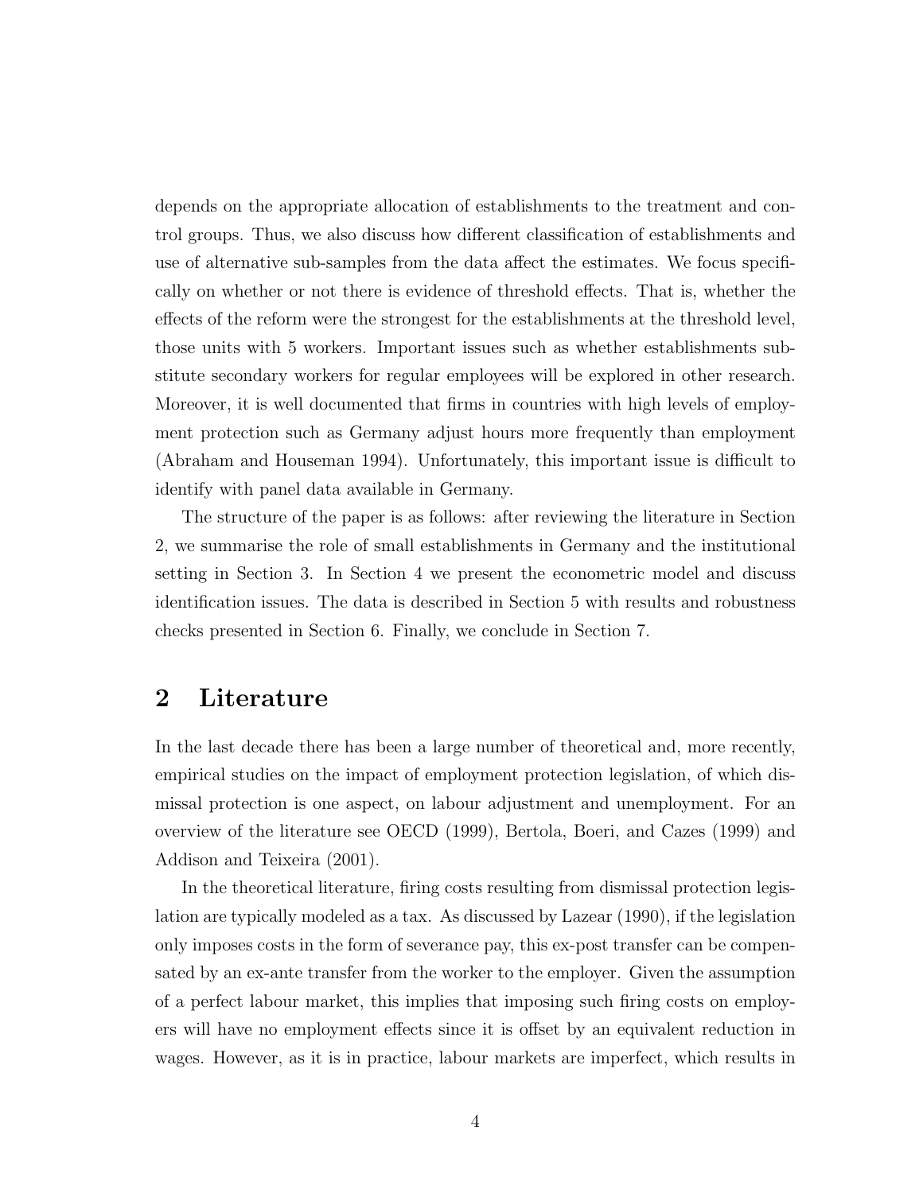depends on the appropriate allocation of establishments to the treatment and control groups. Thus, we also discuss how different classification of establishments and use of alternative sub-samples from the data affect the estimates. We focus specifically on whether or not there is evidence of threshold effects. That is, whether the effects of the reform were the strongest for the establishments at the threshold level, those units with 5 workers. Important issues such as whether establishments substitute secondary workers for regular employees will be explored in other research. Moreover, it is well documented that firms in countries with high levels of employment protection such as Germany adjust hours more frequently than employment (Abraham and Houseman 1994). Unfortunately, this important issue is difficult to identify with panel data available in Germany.

The structure of the paper is as follows: after reviewing the literature in Section 2, we summarise the role of small establishments in Germany and the institutional setting in Section 3. In Section 4 we present the econometric model and discuss identification issues. The data is described in Section 5 with results and robustness checks presented in Section 6. Finally, we conclude in Section 7.

## 2 Literature

In the last decade there has been a large number of theoretical and, more recently, empirical studies on the impact of employment protection legislation, of which dismissal protection is one aspect, on labour adjustment and unemployment. For an overview of the literature see OECD (1999), Bertola, Boeri, and Cazes (1999) and Addison and Teixeira (2001).

In the theoretical literature, firing costs resulting from dismissal protection legislation are typically modeled as a tax. As discussed by Lazear (1990), if the legislation only imposes costs in the form of severance pay, this ex-post transfer can be compensated by an ex-ante transfer from the worker to the employer. Given the assumption of a perfect labour market, this implies that imposing such firing costs on employers will have no employment effects since it is offset by an equivalent reduction in wages. However, as it is in practice, labour markets are imperfect, which results in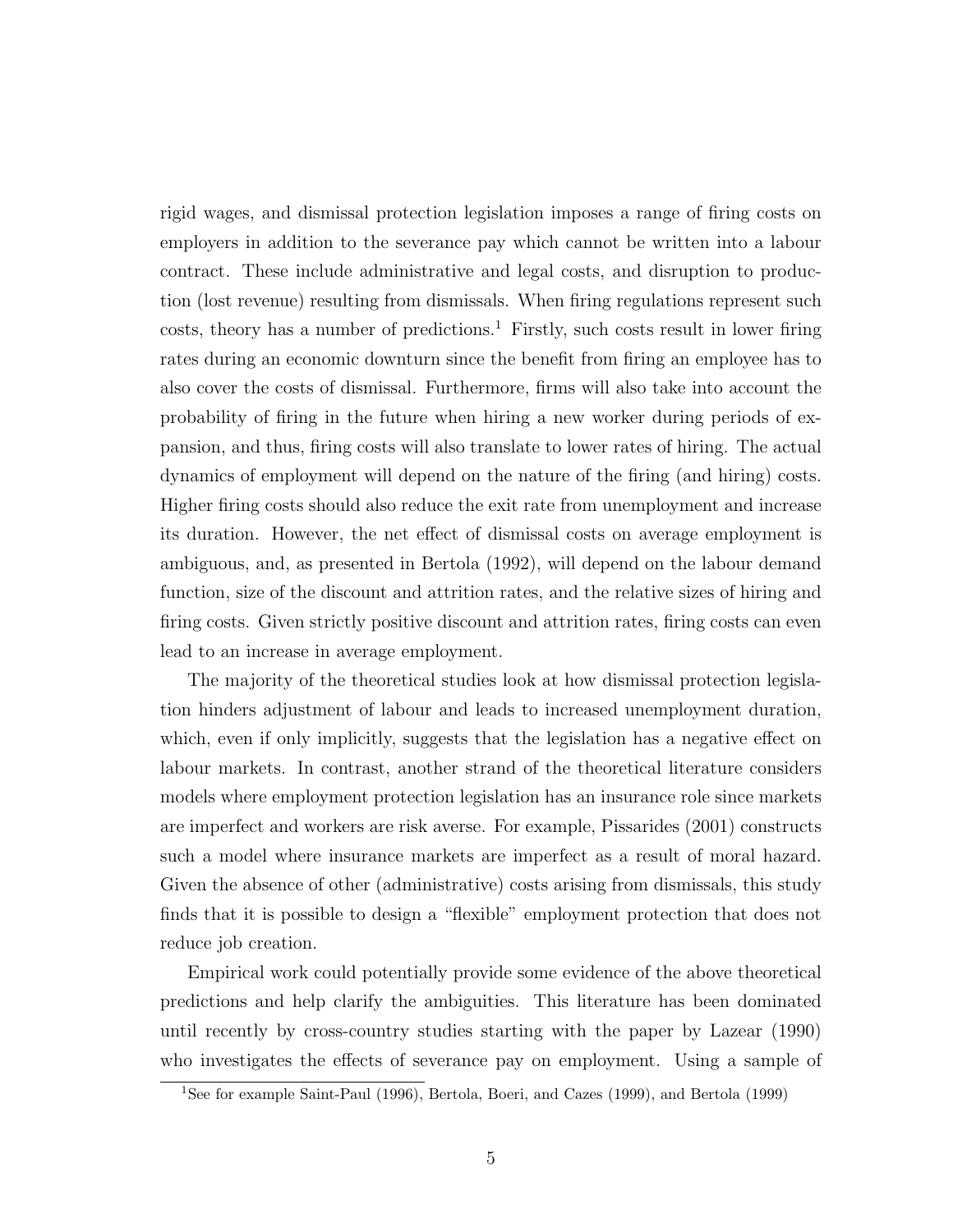rigid wages, and dismissal protection legislation imposes a range of firing costs on employers in addition to the severance pay which cannot be written into a labour contract. These include administrative and legal costs, and disruption to production (lost revenue) resulting from dismissals. When firing regulations represent such costs, theory has a number of predictions.[1] Firstly, such costs result in lower firing rates during an economic downturn since the benefit from firing an employee has to also cover the costs of dismissal. Furthermore, firms will also take into account the probability of firing in the future when hiring a new worker during periods of expansion, and thus, firing costs will also translate to lower rates of hiring. The actual dynamics of employment will depend on the nature of the firing (and hiring) costs. Higher firing costs should also reduce the exit rate from unemployment and increase its duration. However, the net effect of dismissal costs on average employment is ambiguous, and, as presented in Bertola (1992), will depend on the labour demand function, size of the discount and attrition rates, and the relative sizes of hiring and firing costs. Given strictly positive discount and attrition rates, firing costs can even lead to an increase in average employment.

The majority of the theoretical studies look at how dismissal protection legislation hinders adjustment of labour and leads to increased unemployment duration, which, even if only implicitly, suggests that the legislation has a negative effect on labour markets. In contrast, another strand of the theoretical literature considers models where employment protection legislation has an insurance role since markets are imperfect and workers are risk averse. For example, Pissarides (2001) constructs such a model where insurance markets are imperfect as a result of moral hazard. Given the absence of other (administrative) costs arising from dismissals, this study finds that it is possible to design a "flexible" employment protection that does not reduce job creation.

Empirical work could potentially provide some evidence of the above theoretical predictions and help clarify the ambiguities. This literature has been dominated until recently by cross-country studies starting with the paper by Lazear (1990) who investigates the effects of severance pay on employment. Using a sample of

[1] See for example Saint-Paul (1996), Bertola, Boeri, and Cazes (1999), and Bertola (1999)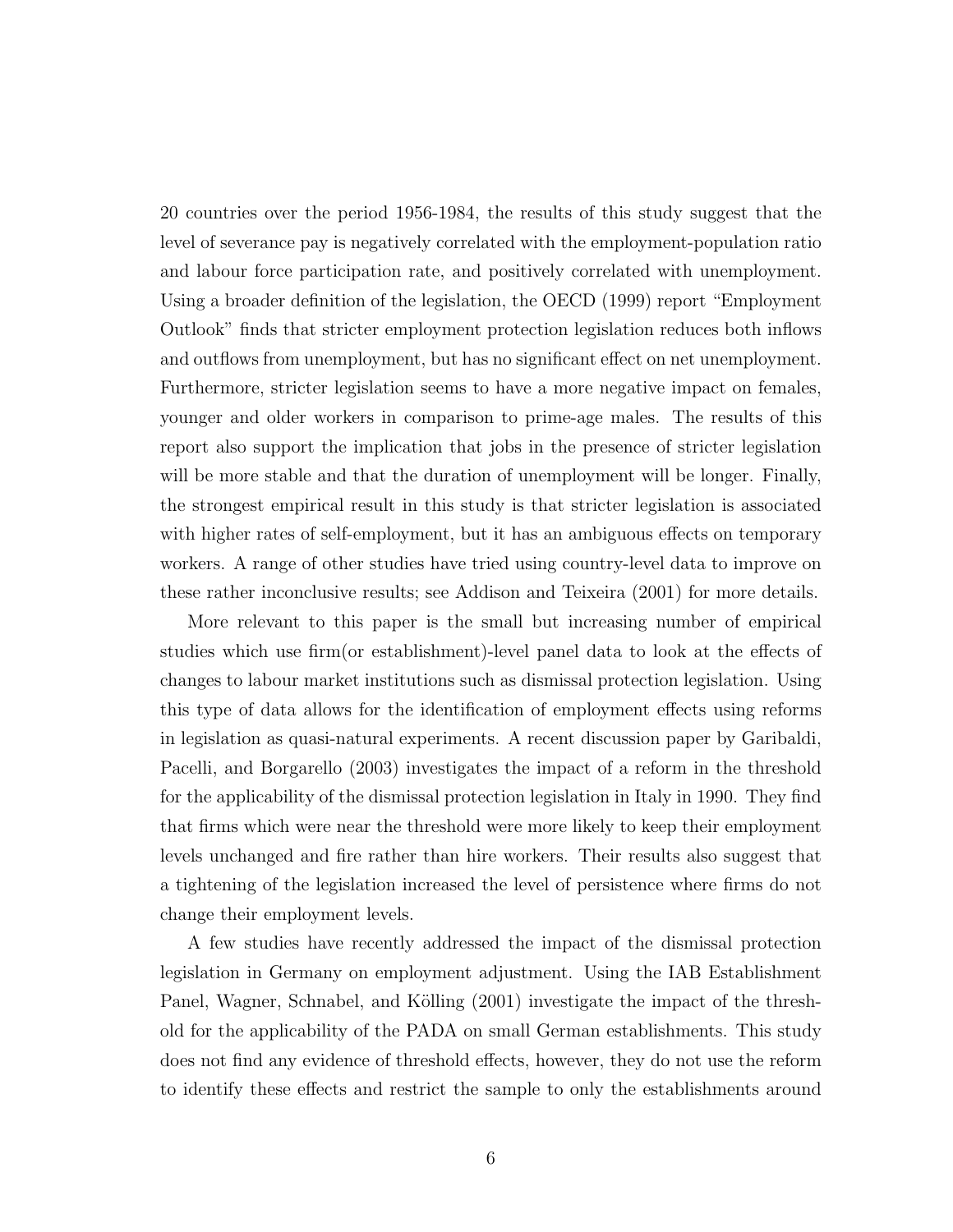20 countries over the period 1956-1984, the results of this study suggest that the level of severance pay is negatively correlated with the employment-population ratio and labour force participation rate, and positively correlated with unemployment. Using a broader definition of the legislation, the OECD (1999) report "Employment Outlook" finds that stricter employment protection legislation reduces both inflows and outflows from unemployment, but has no significant effect on net unemployment. Furthermore, stricter legislation seems to have a more negative impact on females, younger and older workers in comparison to prime-age males. The results of this report also support the implication that jobs in the presence of stricter legislation will be more stable and that the duration of unemployment will be longer. Finally, the strongest empirical result in this study is that stricter legislation is associated with higher rates of self-employment, but it has an ambiguous effects on temporary workers. A range of other studies have tried using country-level data to improve on these rather inconclusive results; see Addison and Teixeira (2001) for more details.

More relevant to this paper is the small but increasing number of empirical studies which use firm(or establishment)-level panel data to look at the effects of changes to labour market institutions such as dismissal protection legislation. Using this type of data allows for the identification of employment effects using reforms in legislation as quasi-natural experiments. A recent discussion paper by Garibaldi, Pacelli, and Borgarello (2003) investigates the impact of a reform in the threshold for the applicability of the dismissal protection legislation in Italy in 1990. They find that firms which were near the threshold were more likely to keep their employment levels unchanged and fire rather than hire workers. Their results also suggest that a tightening of the legislation increased the level of persistence where firms do not change their employment levels.

A few studies have recently addressed the impact of the dismissal protection legislation in Germany on employment adjustment. Using the IAB Establishment Panel, Wagner, Schnabel, and Kölling (2001) investigate the impact of the threshold for the applicability of the PADA on small German establishments. This study does not find any evidence of threshold effects, however, they do not use the reform to identify these effects and restrict the sample to only the establishments around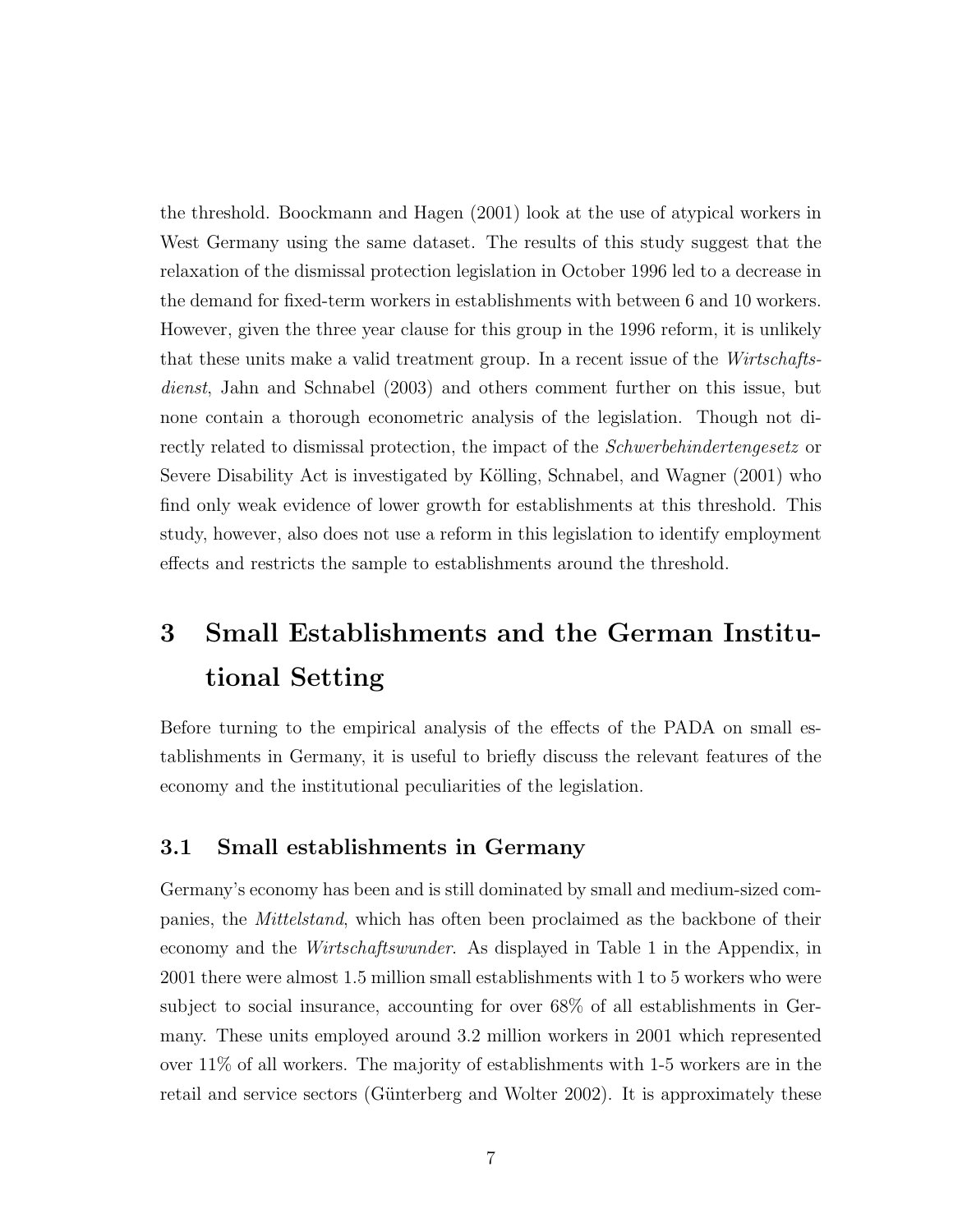the threshold. Boockmann and Hagen (2001) look at the use of atypical workers in West Germany using the same dataset. The results of this study suggest that the relaxation of the dismissal protection legislation in October 1996 led to a decrease in the demand for fixed-term workers in establishments with between 6 and 10 workers. However, given the three year clause for this group in the 1996 reform, it is unlikely that these units make a valid treatment group. In a recent issue of the *Wirtschaftsdienst*, Jahn and Schnabel (2003) and others comment further on this issue, but none contain a thorough econometric analysis of the legislation. Though not directly related to dismissal protection, the impact of the *Schwerbehindertengesetz* or Severe Disability Act is investigated by Kölling, Schnabel, and Wagner (2001) who find only weak evidence of lower growth for establishments at this threshold. This study, however, also does not use a reform in this legislation to identify employment effects and restricts the sample to establishments around the threshold.

# 3 Small Establishments and the German Institutional Setting

Before turning to the empirical analysis of the effects of the PADA on small establishments in Germany, it is useful to briefly discuss the relevant features of the economy and the institutional peculiarities of the legislation.

## 3.1 Small establishments in Germany

Germany's economy has been and is still dominated by small and medium-sized companies, the *Mittelstand*, which has often been proclaimed as the backbone of their economy and the *Wirtschaftswunder*. As displayed in Table 1 in the Appendix, in 2001 there were almost 1.5 million small establishments with 1 to 5 workers who were subject to social insurance, accounting for over 68% of all establishments in Germany. These units employed around 3.2 million workers in 2001 which represented over 11% of all workers. The majority of establishments with 1-5 workers are in the retail and service sectors (Günterberg and Wolter 2002). It is approximately these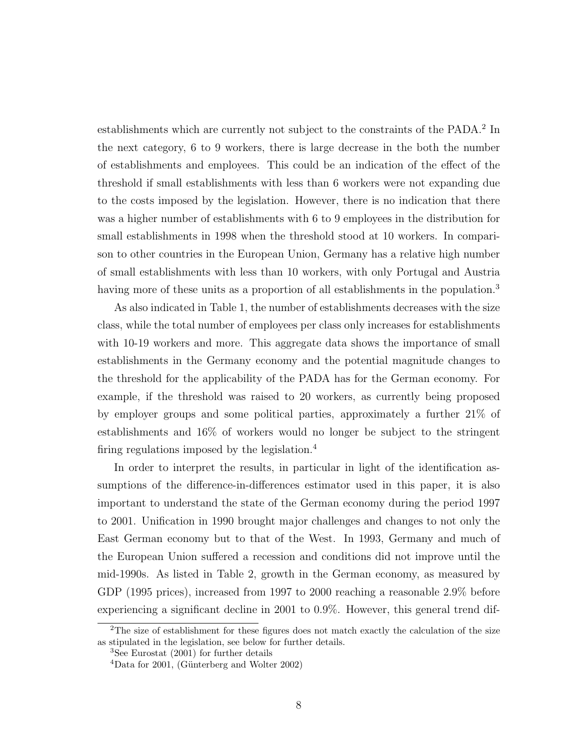establishments which are currently not subject to the constraints of the PADA.[2] In the next category, 6 to 9 workers, there is large decrease in the both the number of establishments and employees. This could be an indication of the effect of the threshold if small establishments with less than 6 workers were not expanding due to the costs imposed by the legislation. However, there is no indication that there was a higher number of establishments with 6 to 9 employees in the distribution for small establishments in 1998 when the threshold stood at 10 workers. In comparison to other countries in the European Union, Germany has a relative high number of small establishments with less than 10 workers, with only Portugal and Austria having more of these units as a proportion of all establishments in the population.[3]

As also indicated in Table 1, the number of establishments decreases with the size class, while the total number of employees per class only increases for establishments with 10-19 workers and more. This aggregate data shows the importance of small establishments in the Germany economy and the potential magnitude changes to the threshold for the applicability of the PADA has for the German economy. For example, if the threshold was raised to 20 workers, as currently being proposed by employer groups and some political parties, approximately a further 21% of establishments and 16% of workers would no longer be subject to the stringent firing regulations imposed by the legislation.[4]

In order to interpret the results, in particular in light of the identification assumptions of the difference-in-differences estimator used in this paper, it is also important to understand the state of the German economy during the period 1997 to 2001. Unification in 1990 brought major challenges and changes to not only the East German economy but to that of the West. In 1993, Germany and much of the European Union suffered a recession and conditions did not improve until the mid-1990s. As listed in Table 2, growth in the German economy, as measured by GDP (1995 prices), increased from 1997 to 2000 reaching a reasonable 2.9% before experiencing a significant decline in 2001 to 0.9%. However, this general trend dif-

[2] The size of establishment for these figures does not match exactly the calculation of the size as stipulated in the legislation, see below for further details.

[3] See Eurostat (2001) for further details

[4] Data for 2001, (Günterberg and Wolter 2002)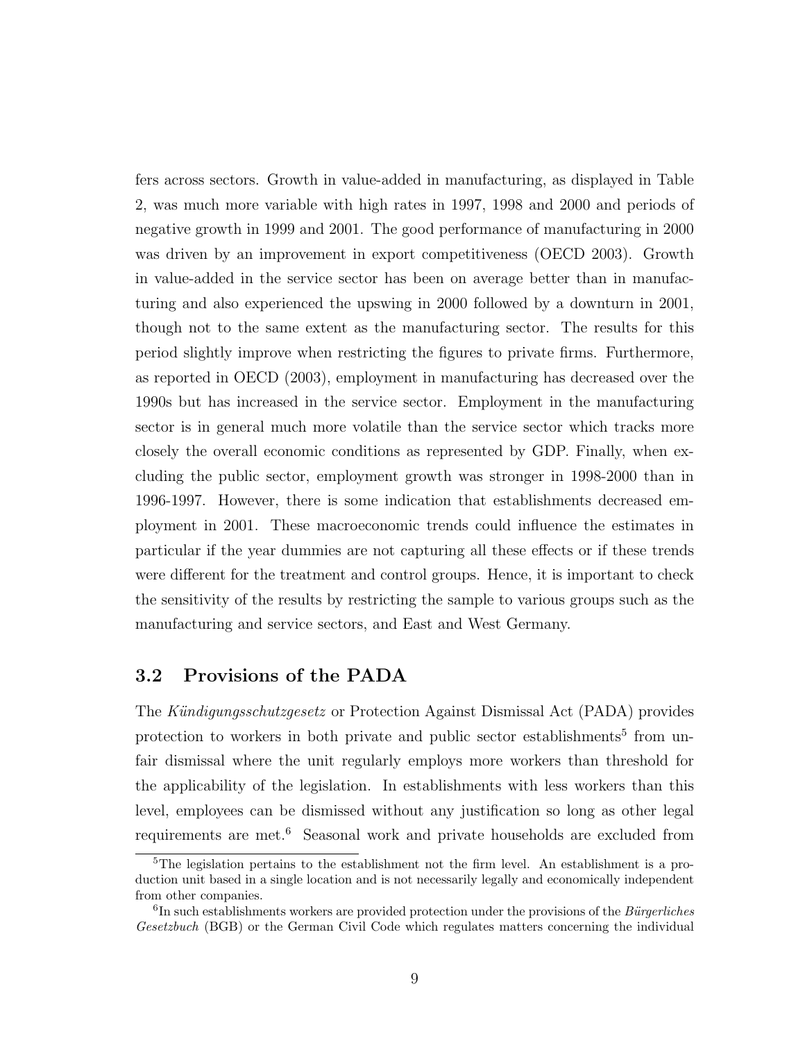fers across sectors. Growth in value-added in manufacturing, as displayed in Table 2, was much more variable with high rates in 1997, 1998 and 2000 and periods of negative growth in 1999 and 2001. The good performance of manufacturing in 2000 was driven by an improvement in export competitiveness (OECD 2003). Growth in value-added in the service sector has been on average better than in manufacturing and also experienced the upswing in 2000 followed by a downturn in 2001, though not to the same extent as the manufacturing sector. The results for this period slightly improve when restricting the figures to private firms. Furthermore, as reported in OECD (2003), employment in manufacturing has decreased over the 1990s but has increased in the service sector. Employment in the manufacturing sector is in general much more volatile than the service sector which tracks more closely the overall economic conditions as represented by GDP. Finally, when excluding the public sector, employment growth was stronger in 1998-2000 than in 1996-1997. However, there is some indication that establishments decreased employment in 2001. These macroeconomic trends could influence the estimates in particular if the year dummies are not capturing all these effects or if these trends were different for the treatment and control groups. Hence, it is important to check the sensitivity of the results by restricting the sample to various groups such as the manufacturing and service sectors, and East and West Germany.

## 3.2 Provisions of the PADA

The *Kündigungsschutzgesetz* or Protection Against Dismissal Act (PADA) provides protection to workers in both private and public sector establishments[5] from unfair dismissal where the unit regularly employs more workers than threshold for the applicability of the legislation. In establishments with less workers than this level, employees can be dismissed without any justification so long as other legal requirements are met.[6] Seasonal work and private households are excluded from

[5]The legislation pertains to the establishment not the firm level. An establishment is a production unit based in a single location and is not necessarily legally and economically independent from other companies.

[6]In such establishments workers are provided protection under the provisions of the *Bürgerliches Gesetzbuch* (BGB) or the German Civil Code which regulates matters concerning the individual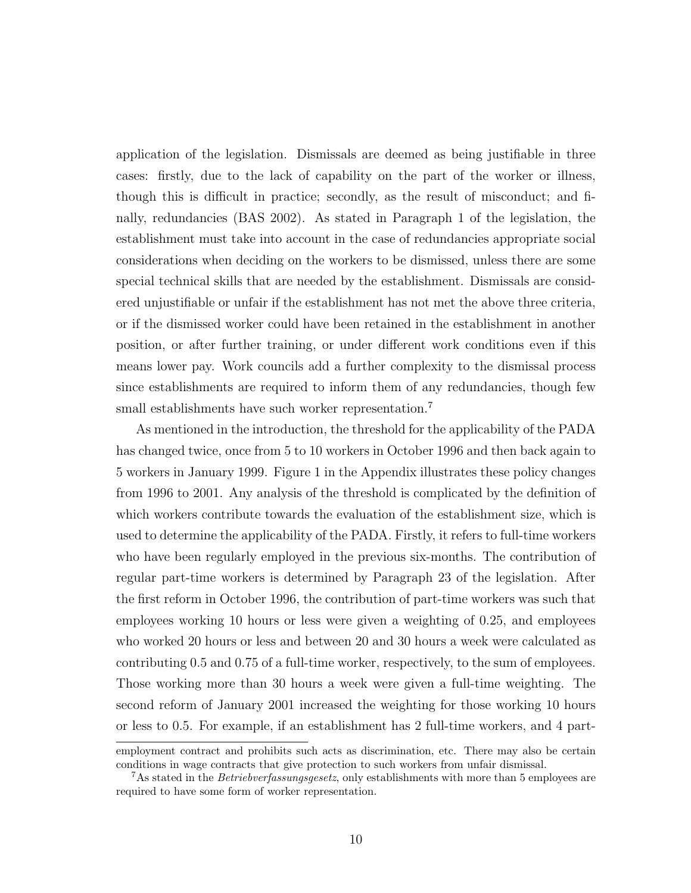application of the legislation. Dismissals are deemed as being justifiable in three cases: firstly, due to the lack of capability on the part of the worker or illness, though this is difficult in practice; secondly, as the result of misconduct; and finally, redundancies (BAS 2002). As stated in Paragraph 1 of the legislation, the establishment must take into account in the case of redundancies appropriate social considerations when deciding on the workers to be dismissed, unless there are some special technical skills that are needed by the establishment. Dismissals are considered unjustifiable or unfair if the establishment has not met the above three criteria, or if the dismissed worker could have been retained in the establishment in another position, or after further training, or under different work conditions even if this means lower pay. Work councils add a further complexity to the dismissal process since establishments are required to inform them of any redundancies, though few small establishments have such worker representation.[7]

As mentioned in the introduction, the threshold for the applicability of the PADA has changed twice, once from 5 to 10 workers in October 1996 and then back again to 5 workers in January 1999. Figure 1 in the Appendix illustrates these policy changes from 1996 to 2001. Any analysis of the threshold is complicated by the definition of which workers contribute towards the evaluation of the establishment size, which is used to determine the applicability of the PADA. Firstly, it refers to full-time workers who have been regularly employed in the previous six-months. The contribution of regular part-time workers is determined by Paragraph 23 of the legislation. After the first reform in October 1996, the contribution of part-time workers was such that employees working 10 hours or less were given a weighting of 0.25, and employees who worked 20 hours or less and between 20 and 30 hours a week were calculated as contributing 0.5 and 0.75 of a full-time worker, respectively, to the sum of employees. Those working more than 30 hours a week were given a full-time weighting. The second reform of January 2001 increased the weighting for those working 10 hours or less to 0.5. For example, if an establishment has 2 full-time workers, and 4 part-

employment contract and prohibits such acts as discrimination, etc. There may also be certain conditions in wage contracts that give protection to such workers from unfair dismissal.

[7] As stated in the *Betriebverfassungsgesetz*, only establishments with more than 5 employees are required to have some form of worker representation.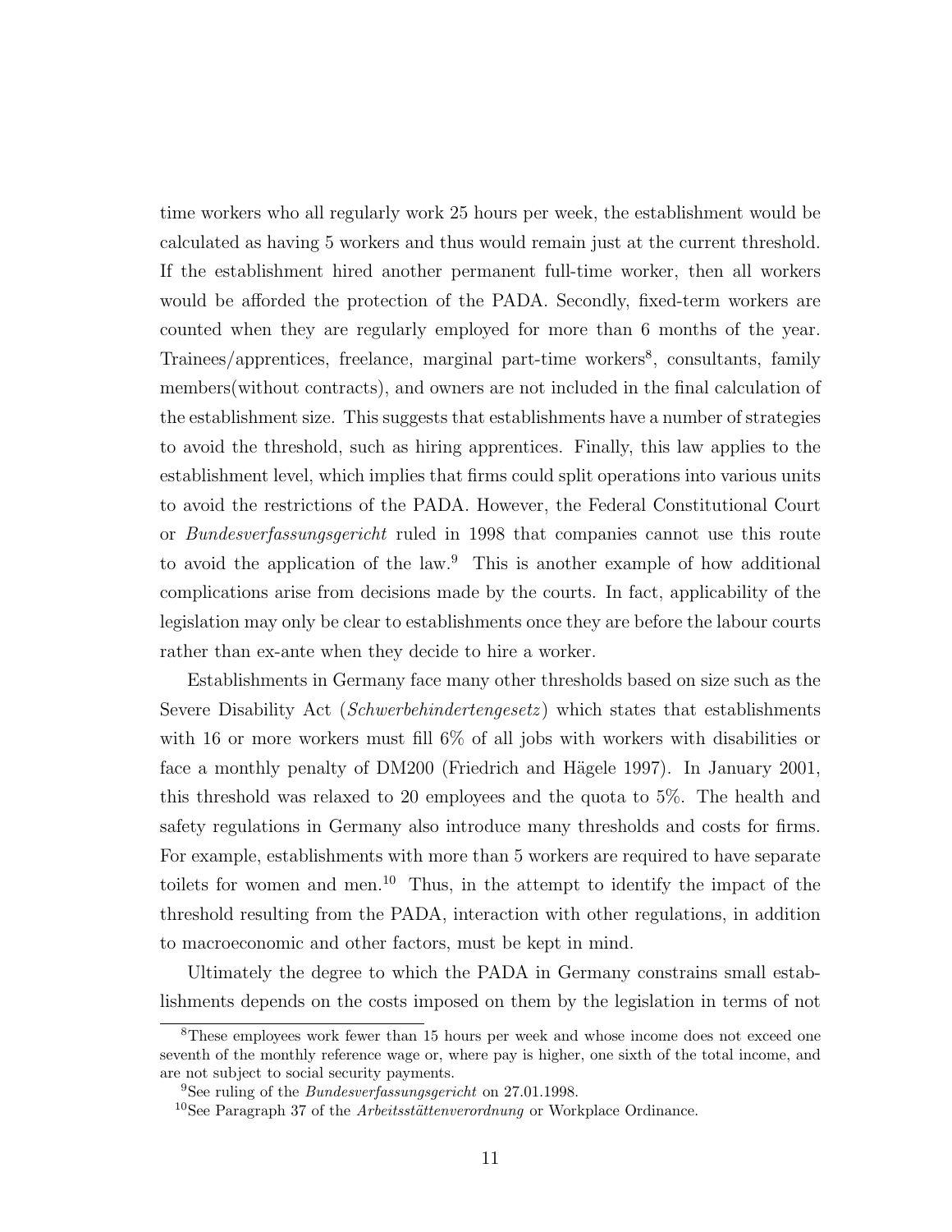time workers who all regularly work 25 hours per week, the establishment would be calculated as having 5 workers and thus would remain just at the current threshold. If the establishment hired another permanent full-time worker, then all workers would be afforded the protection of the PADA. Secondly, fixed-term workers are counted when they are regularly employed for more than 6 months of the year. Trainees/apprentices, freelance, marginal part-time workers[8], consultants, family members(without contracts), and owners are not included in the final calculation of the establishment size. This suggests that establishments have a number of strategies to avoid the threshold, such as hiring apprentices. Finally, this law applies to the establishment level, which implies that firms could split operations into various units to avoid the restrictions of the PADA. However, the Federal Constitutional Court or *Bundesverfassungsgericht* ruled in 1998 that companies cannot use this route to avoid the application of the law.[9] This is another example of how additional complications arise from decisions made by the courts. In fact, applicability of the legislation may only be clear to establishments once they are before the labour courts rather than ex-ante when they decide to hire a worker.

Establishments in Germany face many other thresholds based on size such as the Severe Disability Act (*Schwerbehindertengesetz*) which states that establishments with 16 or more workers must fill 6% of all jobs with workers with disabilities or face a monthly penalty of DM200 (Friedrich and Hägele 1997). In January 2001, this threshold was relaxed to 20 employees and the quota to 5%. The health and safety regulations in Germany also introduce many thresholds and costs for firms. For example, establishments with more than 5 workers are required to have separate toilets for women and men.[10] Thus, in the attempt to identify the impact of the threshold resulting from the PADA, interaction with other regulations, in addition to macroeconomic and other factors, must be kept in mind.

Ultimately the degree to which the PADA in Germany constrains small establishments depends on the costs imposed on them by the legislation in terms of not

[8] These employees work fewer than 15 hours per week and whose income does not exceed one seventh of the monthly reference wage or, where pay is higher, one sixth of the total income, and are not subject to social security payments.

[9] See ruling of the *Bundesverfassungsgericht* on 27.01.1998.

[10] See Paragraph 37 of the *Arbeitsstättenverordnung* or Workplace Ordinance.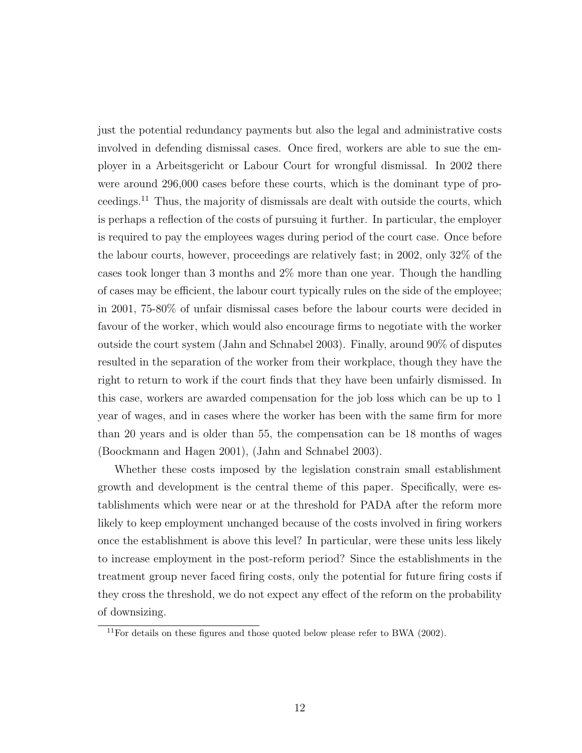just the potential redundancy payments but also the legal and administrative costs involved in defending dismissal cases. Once fired, workers are able to sue the employer in a Arbeitsgericht or Labour Court for wrongful dismissal. In 2002 there were around 296,000 cases before these courts, which is the dominant type of proceedings.[11] Thus, the majority of dismissals are dealt with outside the courts, which is perhaps a reflection of the costs of pursuing it further. In particular, the employer is required to pay the employees wages during period of the court case. Once before the labour courts, however, proceedings are relatively fast; in 2002, only 32% of the cases took longer than 3 months and 2% more than one year. Though the handling of cases may be efficient, the labour court typically rules on the side of the employee; in 2001, 75-80% of unfair dismissal cases before the labour courts were decided in favour of the worker, which would also encourage firms to negotiate with the worker outside the court system (Jahn and Schnabel 2003). Finally, around 90% of disputes resulted in the separation of the worker from their workplace, though they have the right to return to work if the court finds that they have been unfairly dismissed. In this case, workers are awarded compensation for the job loss which can be up to 1 year of wages, and in cases where the worker has been with the same firm for more than 20 years and is older than 55, the compensation can be 18 months of wages (Boockmann and Hagen 2001), (Jahn and Schnabel 2003).

Whether these costs imposed by the legislation constrain small establishment growth and development is the central theme of this paper. Specifically, were establishments which were near or at the threshold for PADA after the reform more likely to keep employment unchanged because of the costs involved in firing workers once the establishment is above this level? In particular, were these units less likely to increase employment in the post-reform period? Since the establishments in the treatment group never faced firing costs, only the potential for future firing costs if they cross the threshold, we do not expect any effect of the reform on the probability of downsizing.

[11] For details on these figures and those quoted below please refer to BWA (2002).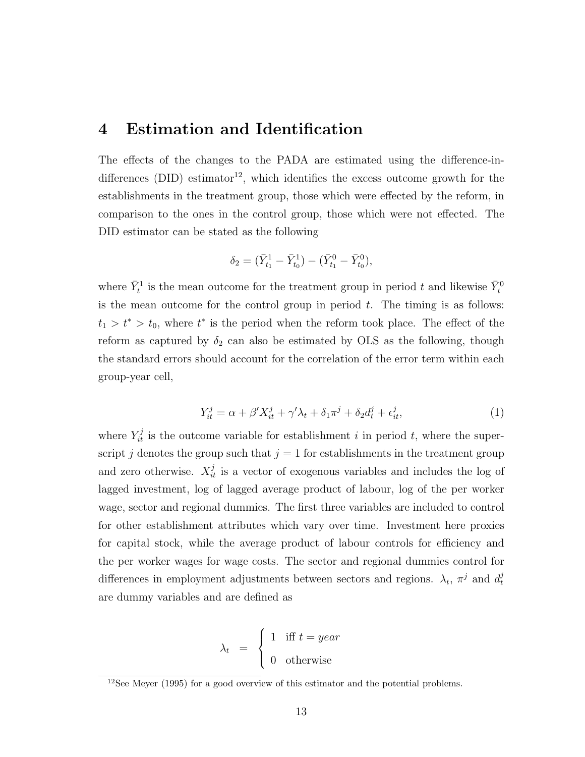# 4 Estimation and Identification

The effects of the changes to the PADA are estimated using the difference-in-differences (DID) estimator[12], which identifies the excess outcome growth for the establishments in the treatment group, those which were effected by the reform, in comparison to the ones in the control group, those which were not effected. The DID estimator can be stated as the following

$$\delta_2 = (\bar{Y}^1_{t_1} - \bar{Y}^1_{t_0}) - (\bar{Y}^0_{t_1} - \bar{Y}^0_{t_0}),$$

where $\bar{Y}^1_t$ is the mean outcome for the treatment group in period $t$ and likewise $\bar{Y}^0_t$ is the mean outcome for the control group in period $t$. The timing is as follows: $t_1 > t^* > t_0$, where $t^*$ is the period when the reform took place. The effect of the reform as captured by $\delta_2$ can also be estimated by OLS as the following, though the standard errors should account for the correlation of the error term within each group-year cell,

$$Y^j_{it} = \alpha + \beta' X^j_{it} + \gamma' \lambda_t + \delta_1 \pi^j + \delta_2 d^j_t + \epsilon^j_{it}, \tag{1}$$

where $Y^j_{it}$ is the outcome variable for establishment $i$ in period $t$, where the superscript $j$ denotes the group such that $j = 1$ for establishments in the treatment group and zero otherwise. $X^j_{it}$ is a vector of exogenous variables and includes the log of lagged investment, log of lagged average product of labour, log of the per worker wage, sector and regional dummies. The first three variables are included to control for other establishment attributes which vary over time. Investment here proxies for capital stock, while the average product of labour controls for efficiency and the per worker wages for wage costs. The sector and regional dummies control for differences in employment adjustments between sectors and regions. $\lambda_t$, $\pi^j$ and $d^j_t$ are dummy variables and are defined as

$$\lambda_t = \begin{cases} 1 & \text{iff } t = year \\ 0 & \text{otherwise} \end{cases}$$

[12] See Meyer (1995) for a good overview of this estimator and the potential problems.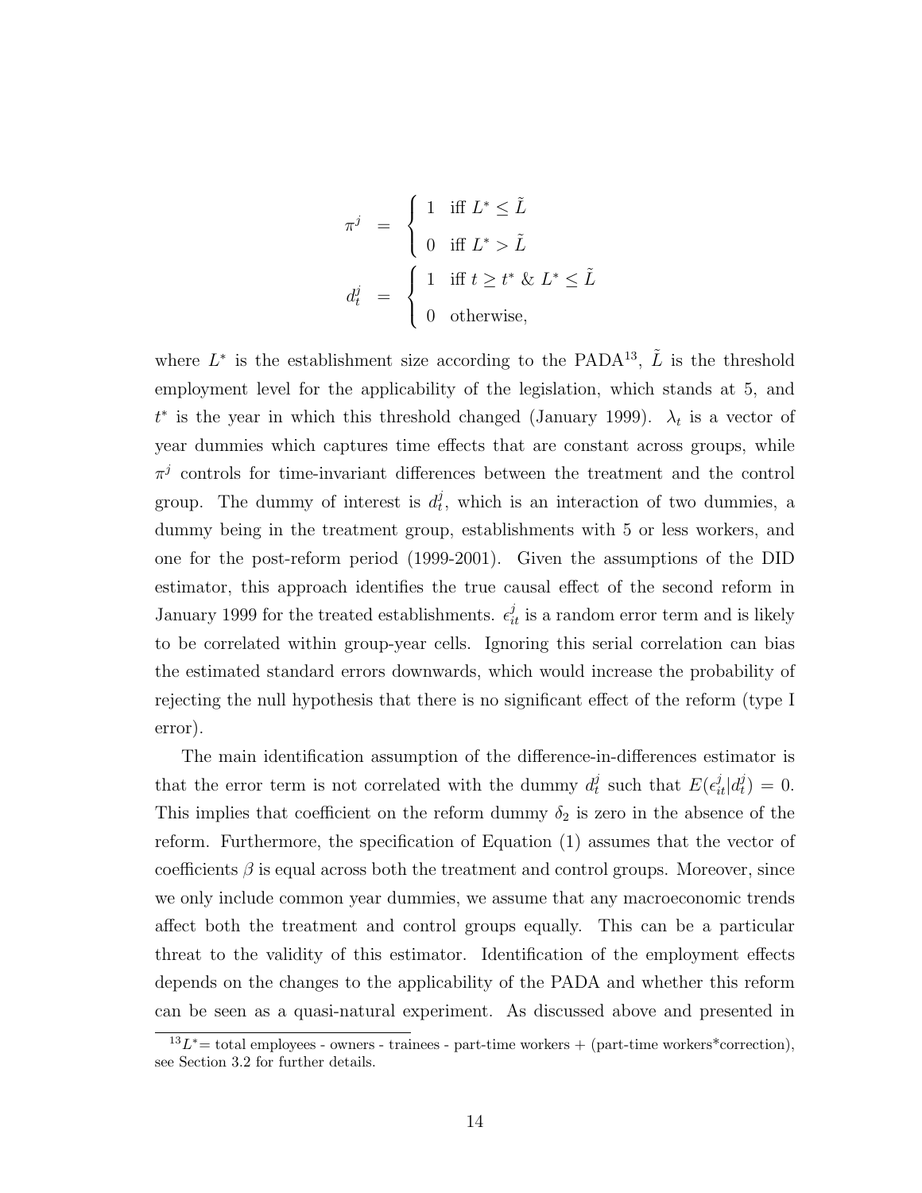$$
\pi^j = \begin{cases} 1 & \text{iff } L^* \leq \tilde{L} \\ 0 & \text{iff } L^* > \tilde{L} \end{cases}
$$

$$
d_t^j = \begin{cases} 1 & \text{iff } t \geq t^* \ \& \ L^* \leq \tilde{L} \\ 0 & \text{otherwise,} \end{cases}
$$

where $L^*$ is the establishment size according to the PADA[13], $\tilde{L}$ is the threshold employment level for the applicability of the legislation, which stands at 5, and $t^*$ is the year in which this threshold changed (January 1999). $\lambda_t$ is a vector of year dummies which captures time effects that are constant across groups, while $\pi^j$ controls for time-invariant differences between the treatment and the control group. The dummy of interest is $d_t^j$, which is an interaction of two dummies, a dummy being in the treatment group, establishments with 5 or less workers, and one for the post-reform period (1999-2001). Given the assumptions of the DID estimator, this approach identifies the true causal effect of the second reform in January 1999 for the treated establishments. $\epsilon_{it}^j$ is a random error term and is likely to be correlated within group-year cells. Ignoring this serial correlation can bias the estimated standard errors downwards, which would increase the probability of rejecting the null hypothesis that there is no significant effect of the reform (type I error).

The main identification assumption of the difference-in-differences estimator is that the error term is not correlated with the dummy $d_t^j$ such that $E(\epsilon_{it}^j | d_t^j) = 0$. This implies that coefficient on the reform dummy $\delta_2$ is zero in the absence of the reform. Furthermore, the specification of Equation (1) assumes that the vector of coefficients $\beta$ is equal across both the treatment and control groups. Moreover, since we only include common year dummies, we assume that any macroeconomic trends affect both the treatment and control groups equally. This can be a particular threat to the validity of this estimator. Identification of the employment effects depends on the changes to the applicability of the PADA and whether this reform can be seen as a quasi-natural experiment. As discussed above and presented in

[13] $L^*$= total employees - owners - trainees - part-time workers + (part-time workers*correction), see Section 3.2 for further details.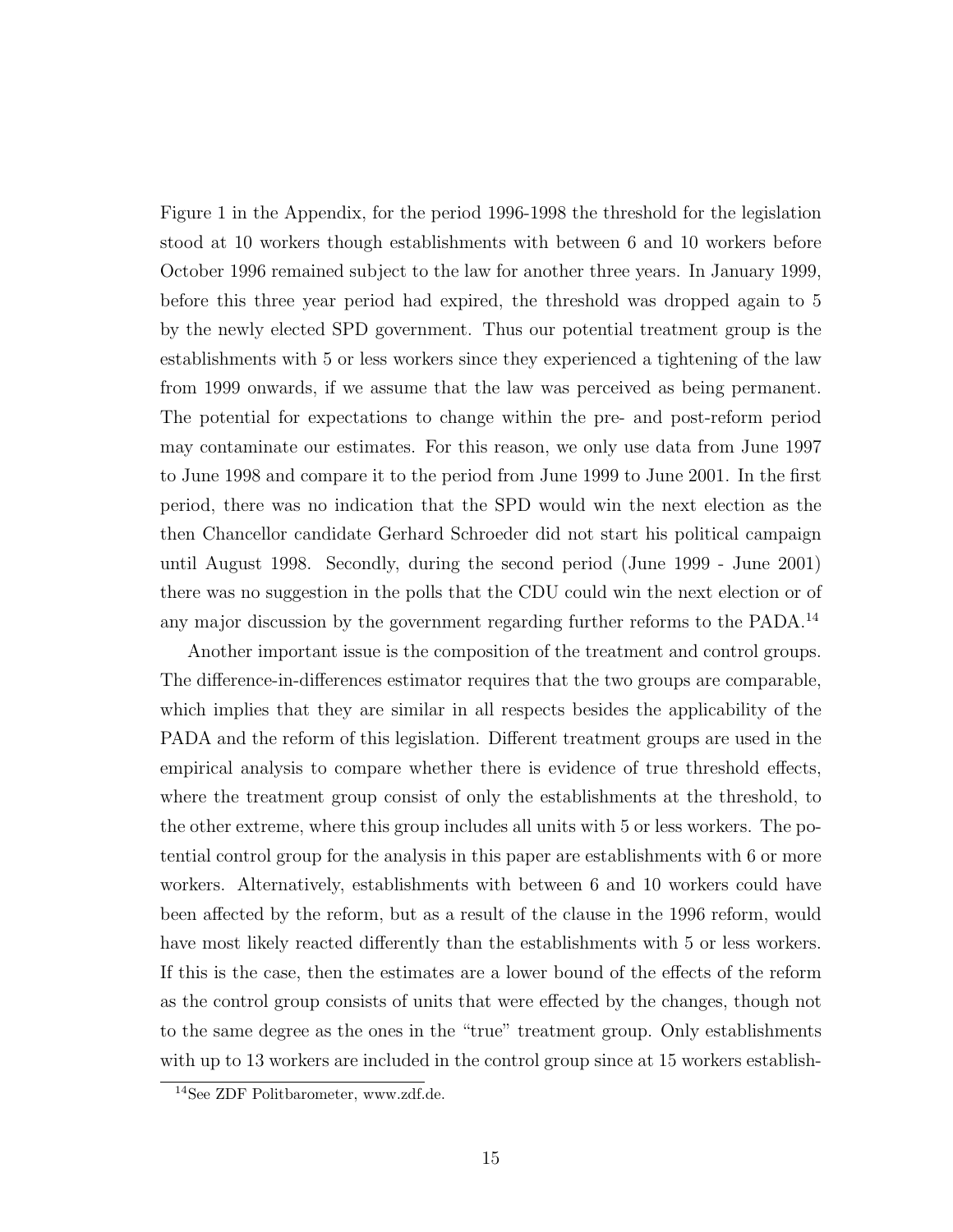Figure 1 in the Appendix, for the period 1996-1998 the threshold for the legislation stood at 10 workers though establishments with between 6 and 10 workers before October 1996 remained subject to the law for another three years. In January 1999, before this three year period had expired, the threshold was dropped again to 5 by the newly elected SPD government. Thus our potential treatment group is the establishments with 5 or less workers since they experienced a tightening of the law from 1999 onwards, if we assume that the law was perceived as being permanent. The potential for expectations to change within the pre- and post-reform period may contaminate our estimates. For this reason, we only use data from June 1997 to June 1998 and compare it to the period from June 1999 to June 2001. In the first period, there was no indication that the SPD would win the next election as the then Chancellor candidate Gerhard Schroeder did not start his political campaign until August 1998. Secondly, during the second period (June 1999 - June 2001) there was no suggestion in the polls that the CDU could win the next election or of any major discussion by the government regarding further reforms to the PADA.[14]

Another important issue is the composition of the treatment and control groups. The difference-in-differences estimator requires that the two groups are comparable, which implies that they are similar in all respects besides the applicability of the PADA and the reform of this legislation. Different treatment groups are used in the empirical analysis to compare whether there is evidence of true threshold effects, where the treatment group consist of only the establishments at the threshold, to the other extreme, where this group includes all units with 5 or less workers. The potential control group for the analysis in this paper are establishments with 6 or more workers. Alternatively, establishments with between 6 and 10 workers could have been affected by the reform, but as a result of the clause in the 1996 reform, would have most likely reacted differently than the establishments with 5 or less workers. If this is the case, then the estimates are a lower bound of the effects of the reform as the control group consists of units that were effected by the changes, though not to the same degree as the ones in the "true" treatment group. Only establishments with up to 13 workers are included in the control group since at 15 workers establish-

[14]See ZDF Politbarometer, www.zdf.de.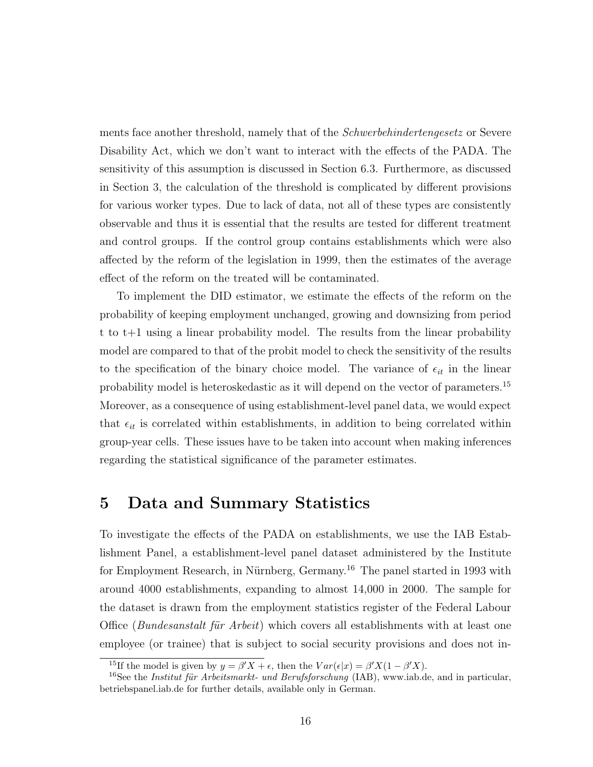ments face another threshold, namely that of the *Schwerbehindertengesetz* or Severe Disability Act, which we don't want to interact with the effects of the PADA. The sensitivity of this assumption is discussed in Section 6.3. Furthermore, as discussed in Section 3, the calculation of the threshold is complicated by different provisions for various worker types. Due to lack of data, not all of these types are consistently observable and thus it is essential that the results are tested for different treatment and control groups. If the control group contains establishments which were also affected by the reform of the legislation in 1999, then the estimates of the average effect of the reform on the treated will be contaminated.

To implement the DID estimator, we estimate the effects of the reform on the probability of keeping employment unchanged, growing and downsizing from period t to t+1 using a linear probability model. The results from the linear probability model are compared to that of the probit model to check the sensitivity of the results to the specification of the binary choice model. The variance of $\epsilon_{it}$ in the linear probability model is heteroskedastic as it will depend on the vector of parameters.[15] Moreover, as a consequence of using establishment-level panel data, we would expect that $\epsilon_{it}$ is correlated within establishments, in addition to being correlated within group-year cells. These issues have to be taken into account when making inferences regarding the statistical significance of the parameter estimates.

# 5 Data and Summary Statistics

To investigate the effects of the PADA on establishments, we use the IAB Establishment Panel, a establishment-level panel dataset administered by the Institute for Employment Research, in Nürnberg, Germany.[16] The panel started in 1993 with around 4000 establishments, expanding to almost 14,000 in 2000. The sample for the dataset is drawn from the employment statistics register of the Federal Labour Office (*Bundesanstalt für Arbeit*) which covers all establishments with at least one employee (or trainee) that is subject to social security provisions and does not in-

[15] If the model is given by $y = \beta' X + \epsilon$, then the $Var(\epsilon|x) = \beta' X(1 - \beta' X)$.

[16] See the *Institut für Arbeitsmarkt- und Berufsforschung* (IAB), www.iab.de, and in particular, betriebspanel.iab.de for further details, available only in German.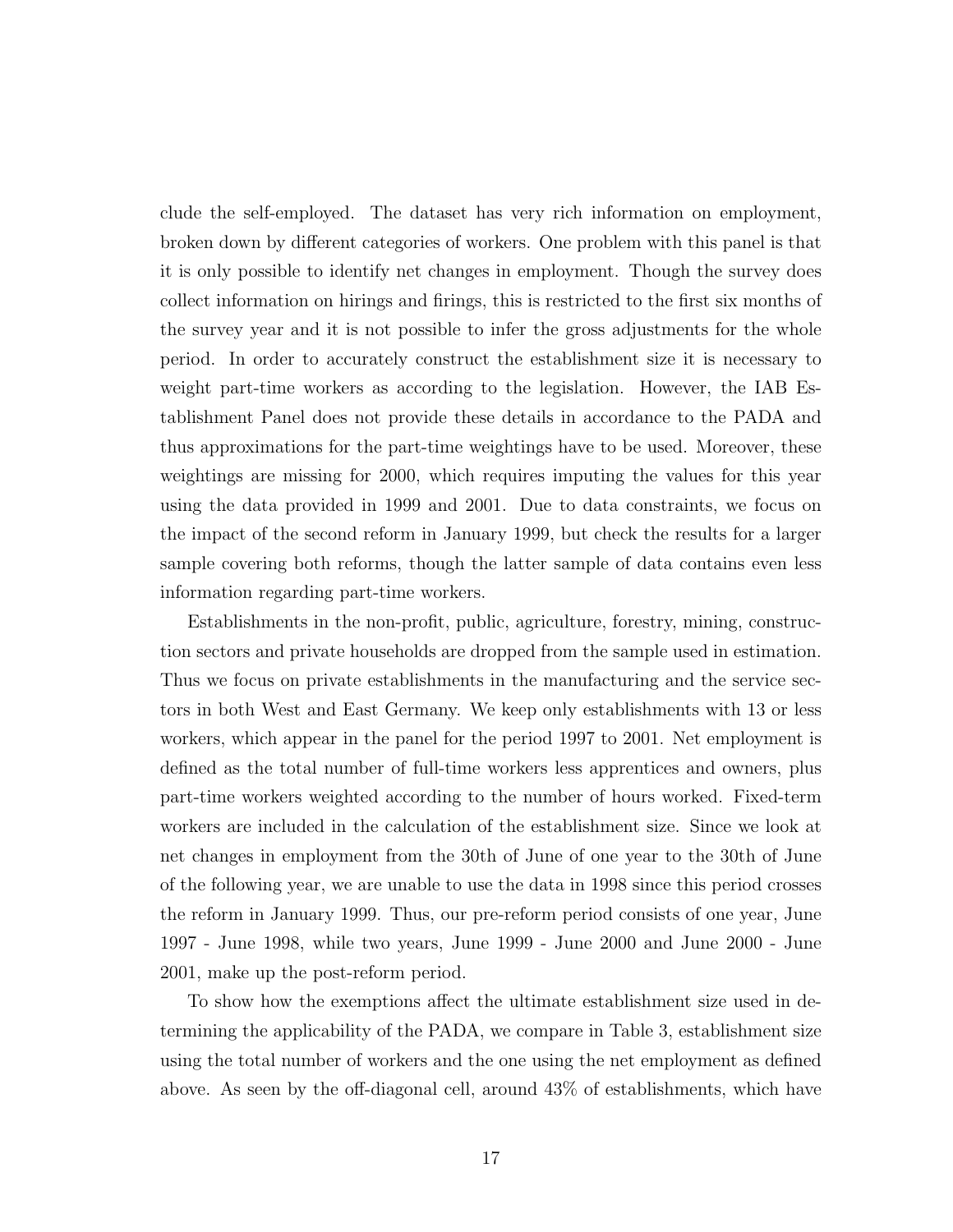clude the self-employed. The dataset has very rich information on employment, broken down by different categories of workers. One problem with this panel is that it is only possible to identify net changes in employment. Though the survey does collect information on hirings and firings, this is restricted to the first six months of the survey year and it is not possible to infer the gross adjustments for the whole period. In order to accurately construct the establishment size it is necessary to weight part-time workers as according to the legislation. However, the IAB Establishment Panel does not provide these details in accordance to the PADA and thus approximations for the part-time weightings have to be used. Moreover, these weightings are missing for 2000, which requires imputing the values for this year using the data provided in 1999 and 2001. Due to data constraints, we focus on the impact of the second reform in January 1999, but check the results for a larger sample covering both reforms, though the latter sample of data contains even less information regarding part-time workers.

Establishments in the non-profit, public, agriculture, forestry, mining, construction sectors and private households are dropped from the sample used in estimation. Thus we focus on private establishments in the manufacturing and the service sectors in both West and East Germany. We keep only establishments with 13 or less workers, which appear in the panel for the period 1997 to 2001. Net employment is defined as the total number of full-time workers less apprentices and owners, plus part-time workers weighted according to the number of hours worked. Fixed-term workers are included in the calculation of the establishment size. Since we look at net changes in employment from the 30th of June of one year to the 30th of June of the following year, we are unable to use the data in 1998 since this period crosses the reform in January 1999. Thus, our pre-reform period consists of one year, June 1997 - June 1998, while two years, June 1999 - June 2000 and June 2000 - June 2001, make up the post-reform period.

To show how the exemptions affect the ultimate establishment size used in determining the applicability of the PADA, we compare in Table 3, establishment size using the total number of workers and the one using the net employment as defined above. As seen by the off-diagonal cell, around 43% of establishments, which have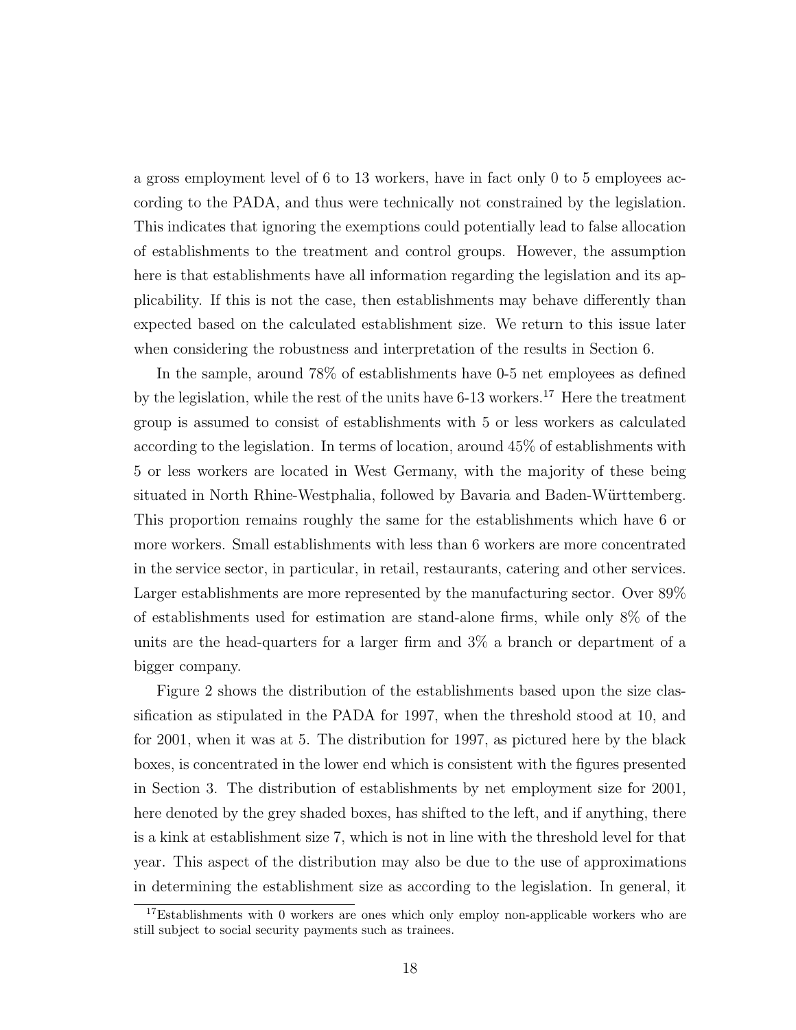a gross employment level of 6 to 13 workers, have in fact only 0 to 5 employees according to the PADA, and thus were technically not constrained by the legislation. This indicates that ignoring the exemptions could potentially lead to false allocation of establishments to the treatment and control groups. However, the assumption here is that establishments have all information regarding the legislation and its applicability. If this is not the case, then establishments may behave differently than expected based on the calculated establishment size. We return to this issue later when considering the robustness and interpretation of the results in Section 6.

In the sample, around 78% of establishments have 0-5 net employees as defined by the legislation, while the rest of the units have 6-13 workers.[17] Here the treatment group is assumed to consist of establishments with 5 or less workers as calculated according to the legislation. In terms of location, around 45% of establishments with 5 or less workers are located in West Germany, with the majority of these being situated in North Rhine-Westphalia, followed by Bavaria and Baden-Württemberg. This proportion remains roughly the same for the establishments which have 6 or more workers. Small establishments with less than 6 workers are more concentrated in the service sector, in particular, in retail, restaurants, catering and other services. Larger establishments are more represented by the manufacturing sector. Over 89% of establishments used for estimation are stand-alone firms, while only 8% of the units are the head-quarters for a larger firm and 3% a branch or department of a bigger company.

Figure 2 shows the distribution of the establishments based upon the size classification as stipulated in the PADA for 1997, when the threshold stood at 10, and for 2001, when it was at 5. The distribution for 1997, as pictured here by the black boxes, is concentrated in the lower end which is consistent with the figures presented in Section 3. The distribution of establishments by net employment size for 2001, here denoted by the grey shaded boxes, has shifted to the left, and if anything, there is a kink at establishment size 7, which is not in line with the threshold level for that year. This aspect of the distribution may also be due to the use of approximations in determining the establishment size as according to the legislation. In general, it

[17] Establishments with 0 workers are ones which only employ non-applicable workers who are still subject to social security payments such as trainees.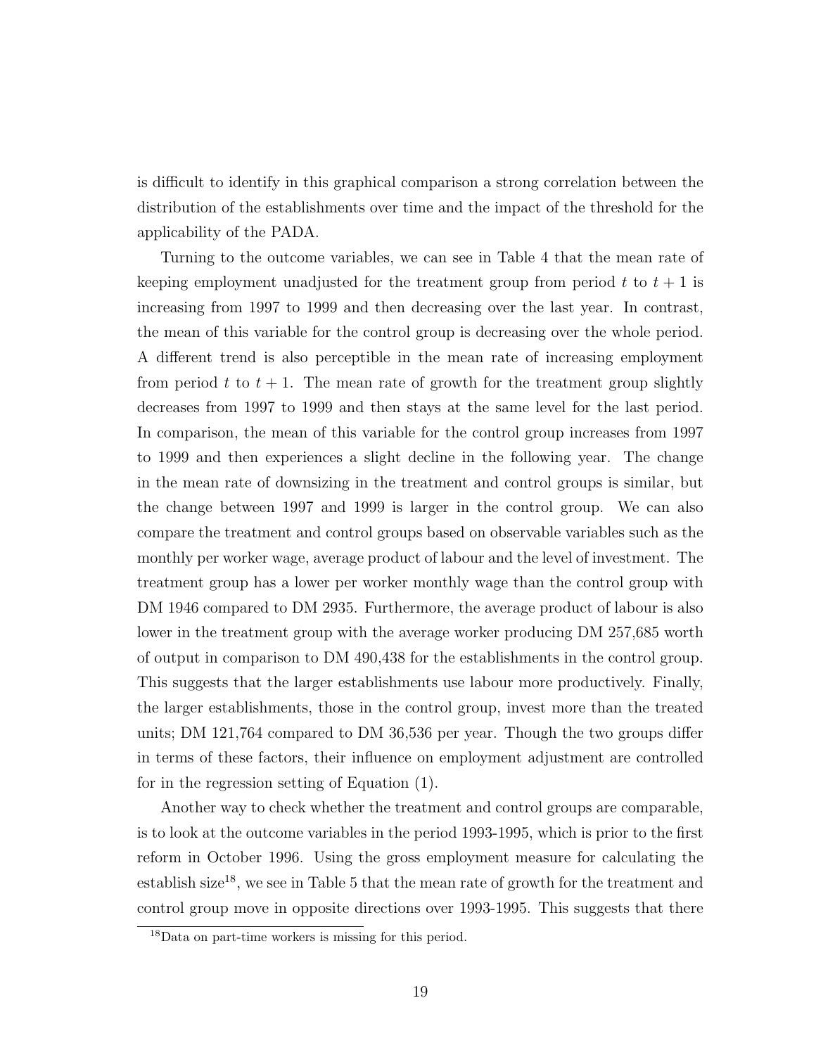is difficult to identify in this graphical comparison a strong correlation between the distribution of the establishments over time and the impact of the threshold for the applicability of the PADA.

Turning to the outcome variables, we can see in Table 4 that the mean rate of keeping employment unadjusted for the treatment group from period $t$ to $t+1$ is increasing from 1997 to 1999 and then decreasing over the last year. In contrast, the mean of this variable for the control group is decreasing over the whole period. A different trend is also perceptible in the mean rate of increasing employment from period $t$ to $t+1$. The mean rate of growth for the treatment group slightly decreases from 1997 to 1999 and then stays at the same level for the last period. In comparison, the mean of this variable for the control group increases from 1997 to 1999 and then experiences a slight decline in the following year. The change in the mean rate of downsizing in the treatment and control groups is similar, but the change between 1997 and 1999 is larger in the control group. We can also compare the treatment and control groups based on observable variables such as the monthly per worker wage, average product of labour and the level of investment. The treatment group has a lower per worker monthly wage than the control group with DM 1946 compared to DM 2935. Furthermore, the average product of labour is also lower in the treatment group with the average worker producing DM 257,685 worth of output in comparison to DM 490,438 for the establishments in the control group. This suggests that the larger establishments use labour more productively. Finally, the larger establishments, those in the control group, invest more than the treated units; DM 121,764 compared to DM 36,536 per year. Though the two groups differ in terms of these factors, their influence on employment adjustment are controlled for in the regression setting of Equation (1).

Another way to check whether the treatment and control groups are comparable, is to look at the outcome variables in the period 1993-1995, which is prior to the first reform in October 1996. Using the gross employment measure for calculating the establish size[18], we see in Table 5 that the mean rate of growth for the treatment and control group move in opposite directions over 1993-1995. This suggests that there

[18] Data on part-time workers is missing for this period.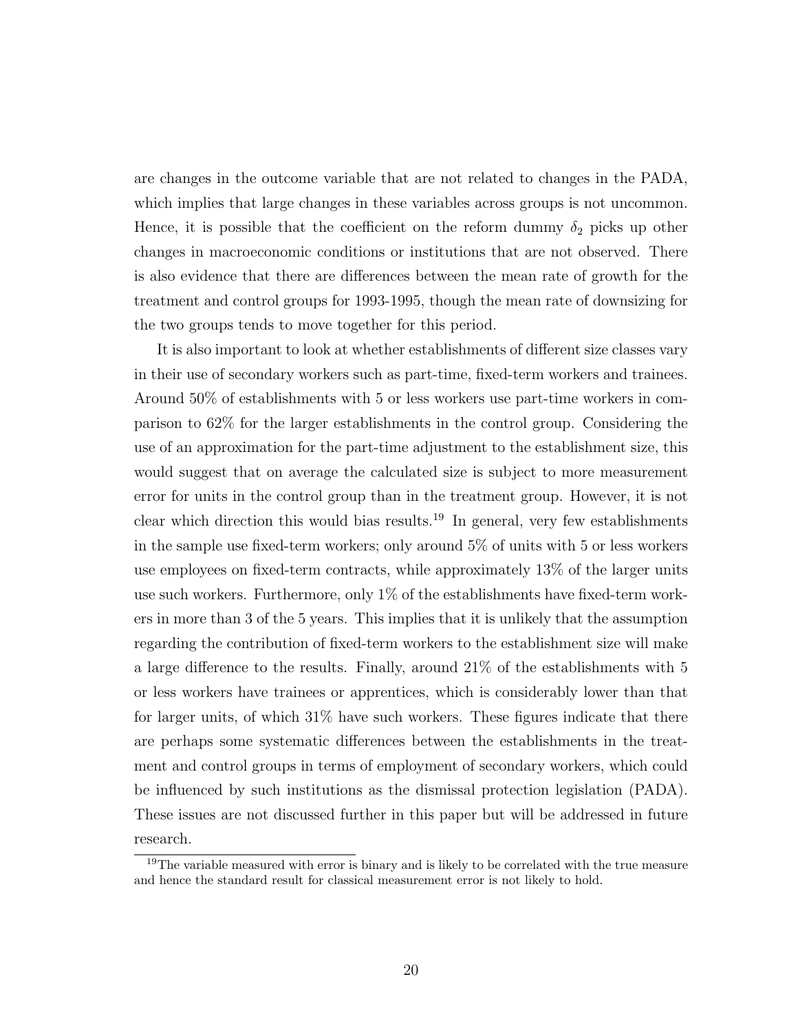are changes in the outcome variable that are not related to changes in the PADA, which implies that large changes in these variables across groups is not uncommon. Hence, it is possible that the coefficient on the reform dummy $\delta_2$ picks up other changes in macroeconomic conditions or institutions that are not observed. There is also evidence that there are differences between the mean rate of growth for the treatment and control groups for 1993-1995, though the mean rate of downsizing for the two groups tends to move together for this period.

It is also important to look at whether establishments of different size classes vary in their use of secondary workers such as part-time, fixed-term workers and trainees. Around 50% of establishments with 5 or less workers use part-time workers in comparison to 62% for the larger establishments in the control group. Considering the use of an approximation for the part-time adjustment to the establishment size, this would suggest that on average the calculated size is subject to more measurement error for units in the control group than in the treatment group. However, it is not clear which direction this would bias results.[19] In general, very few establishments in the sample use fixed-term workers; only around 5% of units with 5 or less workers use employees on fixed-term contracts, while approximately 13% of the larger units use such workers. Furthermore, only 1% of the establishments have fixed-term workers in more than 3 of the 5 years. This implies that it is unlikely that the assumption regarding the contribution of fixed-term workers to the establishment size will make a large difference to the results. Finally, around 21% of the establishments with 5 or less workers have trainees or apprentices, which is considerably lower than that for larger units, of which 31% have such workers. These figures indicate that there are perhaps some systematic differences between the establishments in the treatment and control groups in terms of employment of secondary workers, which could be influenced by such institutions as the dismissal protection legislation (PADA). These issues are not discussed further in this paper but will be addressed in future research.

[19] The variable measured with error is binary and is likely to be correlated with the true measure and hence the standard result for classical measurement error is not likely to hold.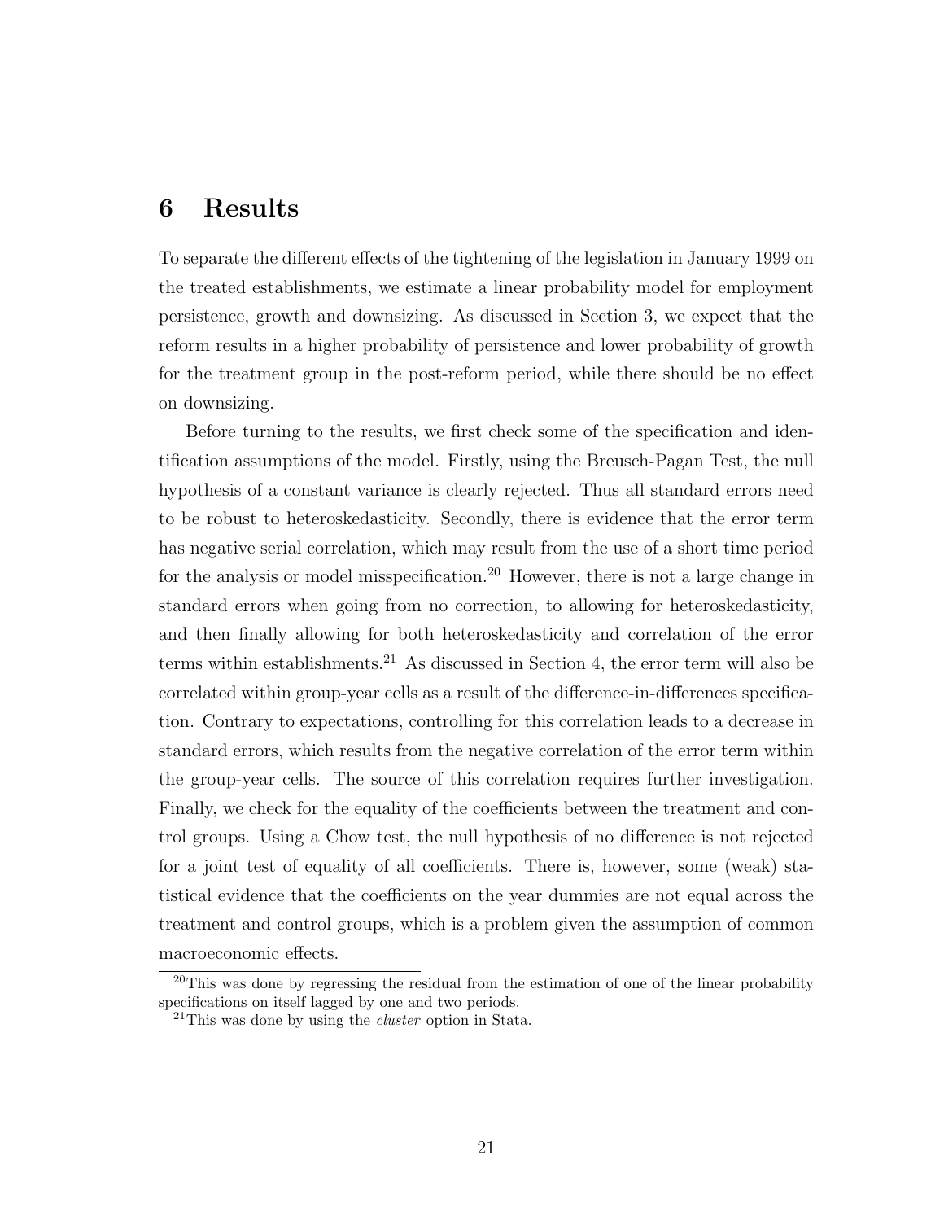# 6 Results

To separate the different effects of the tightening of the legislation in January 1999 on the treated establishments, we estimate a linear probability model for employment persistence, growth and downsizing. As discussed in Section 3, we expect that the reform results in a higher probability of persistence and lower probability of growth for the treatment group in the post-reform period, while there should be no effect on downsizing.

Before turning to the results, we first check some of the specification and identification assumptions of the model. Firstly, using the Breusch-Pagan Test, the null hypothesis of a constant variance is clearly rejected. Thus all standard errors need to be robust to heteroskedasticity. Secondly, there is evidence that the error term has negative serial correlation, which may result from the use of a short time period for the analysis or model misspecification.[20] However, there is not a large change in standard errors when going from no correction, to allowing for heteroskedasticity, and then finally allowing for both heteroskedasticity and correlation of the error terms within establishments.[21] As discussed in Section 4, the error term will also be correlated within group-year cells as a result of the difference-in-differences specification. Contrary to expectations, controlling for this correlation leads to a decrease in standard errors, which results from the negative correlation of the error term within the group-year cells. The source of this correlation requires further investigation. Finally, we check for the equality of the coefficients between the treatment and control groups. Using a Chow test, the null hypothesis of no difference is not rejected for a joint test of equality of all coefficients. There is, however, some (weak) statistical evidence that the coefficients on the year dummies are not equal across the treatment and control groups, which is a problem given the assumption of common macroeconomic effects.

[20] This was done by regressing the residual from the estimation of one of the linear probability specifications on itself lagged by one and two periods.

[21] This was done by using the *cluster* option in Stata.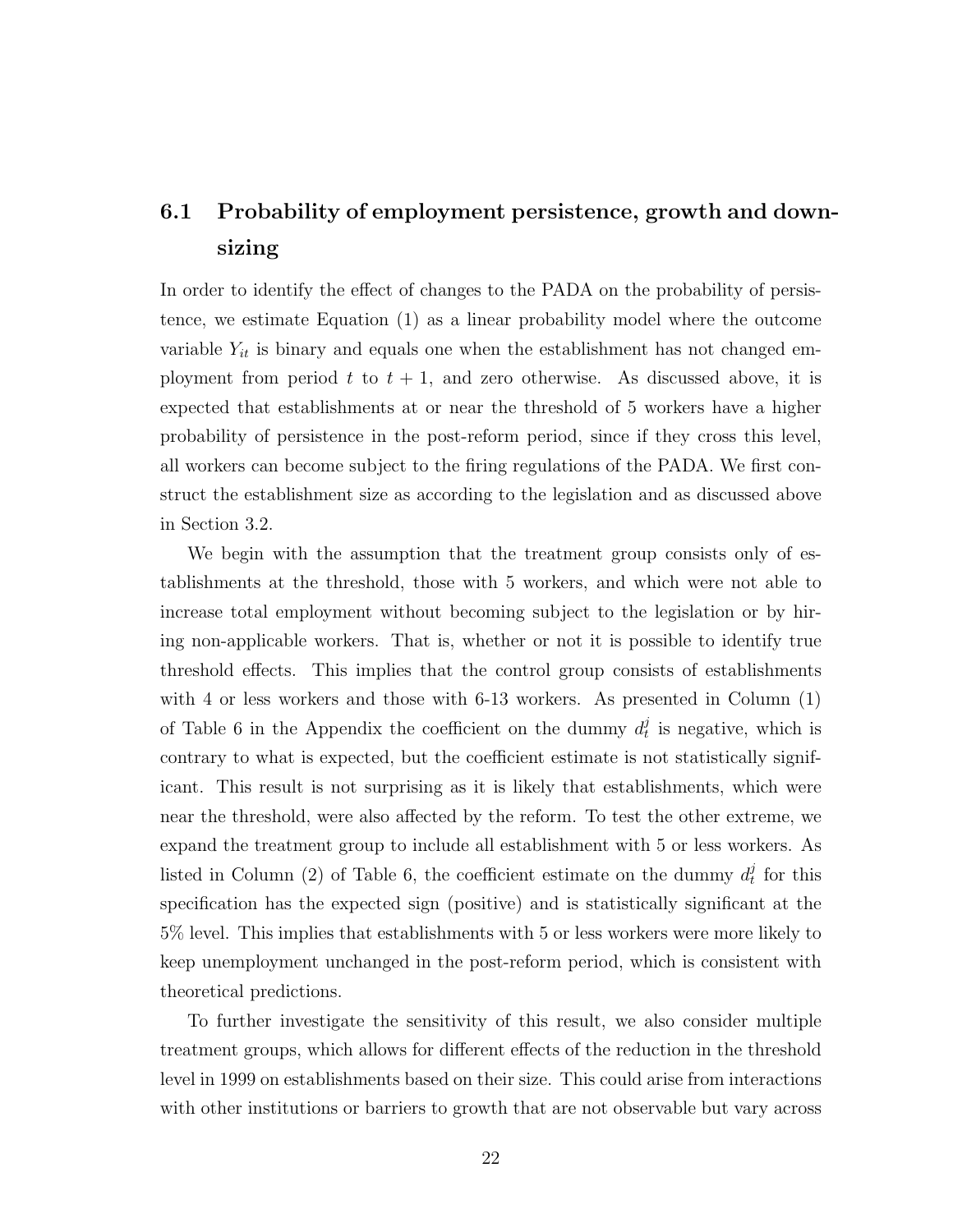### 6.1 Probability of employment persistence, growth and downsizing

In order to identify the effect of changes to the PADA on the probability of persistence, we estimate Equation (1) as a linear probability model where the outcome variable $Y_{it}$ is binary and equals one when the establishment has not changed employment from period $t$ to $t+1$, and zero otherwise. As discussed above, it is expected that establishments at or near the threshold of 5 workers have a higher probability of persistence in the post-reform period, since if they cross this level, all workers can become subject to the firing regulations of the PADA. We first construct the establishment size as according to the legislation and as discussed above in Section 3.2.

We begin with the assumption that the treatment group consists only of establishments at the threshold, those with 5 workers, and which were not able to increase total employment without becoming subject to the legislation or by hiring non-applicable workers. That is, whether or not it is possible to identify true threshold effects. This implies that the control group consists of establishments with 4 or less workers and those with 6-13 workers. As presented in Column (1) of Table 6 in the Appendix the coefficient on the dummy $d_t^j$ is negative, which is contrary to what is expected, but the coefficient estimate is not statistically significant. This result is not surprising as it is likely that establishments, which were near the threshold, were also affected by the reform. To test the other extreme, we expand the treatment group to include all establishment with 5 or less workers. As listed in Column (2) of Table 6, the coefficient estimate on the dummy $d_t^j$ for this specification has the expected sign (positive) and is statistically significant at the 5% level. This implies that establishments with 5 or less workers were more likely to keep unemployment unchanged in the post-reform period, which is consistent with theoretical predictions.

To further investigate the sensitivity of this result, we also consider multiple treatment groups, which allows for different effects of the reduction in the threshold level in 1999 on establishments based on their size. This could arise from interactions with other institutions or barriers to growth that are not observable but vary across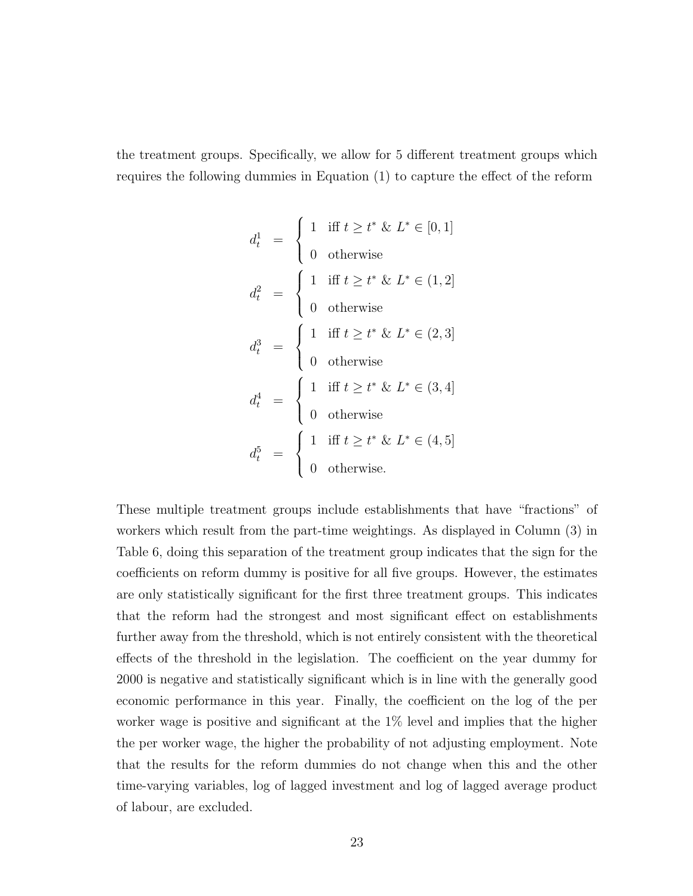the treatment groups. Specifically, we allow for 5 different treatment groups which requires the following dummies in Equation (1) to capture the effect of the reform

$$
\begin{aligned}
d_t^1 &= \begin{cases} 1 & \text{iff } t \geq t^* \text{ \& } L^* \in [0,1] \\ 0 & \text{otherwise} \end{cases} \\
d_t^2 &= \begin{cases} 1 & \text{iff } t \geq t^* \text{ \& } L^* \in (1,2] \\ 0 & \text{otherwise} \end{cases} \\
d_t^3 &= \begin{cases} 1 & \text{iff } t \geq t^* \text{ \& } L^* \in (2,3] \\ 0 & \text{otherwise} \end{cases} \\
d_t^4 &= \begin{cases} 1 & \text{iff } t \geq t^* \text{ \& } L^* \in (3,4] \\ 0 & \text{otherwise} \end{cases} \\
d_t^5 &= \begin{cases} 1 & \text{iff } t \geq t^* \text{ \& } L^* \in (4,5] \\ 0 & \text{otherwise.} \end{cases}
\end{aligned}
$$

These multiple treatment groups include establishments that have "fractions" of workers which result from the part-time weightings. As displayed in Column (3) in Table 6, doing this separation of the treatment group indicates that the sign for the coefficients on reform dummy is positive for all five groups. However, the estimates are only statistically significant for the first three treatment groups. This indicates that the reform had the strongest and most significant effect on establishments further away from the threshold, which is not entirely consistent with the theoretical effects of the threshold in the legislation. The coefficient on the year dummy for 2000 is negative and statistically significant which is in line with the generally good economic performance in this year. Finally, the coefficient on the log of the per worker wage is positive and significant at the 1% level and implies that the higher the per worker wage, the higher the probability of not adjusting employment. Note that the results for the reform dummies do not change when this and the other time-varying variables, log of lagged investment and log of lagged average product of labour, are excluded.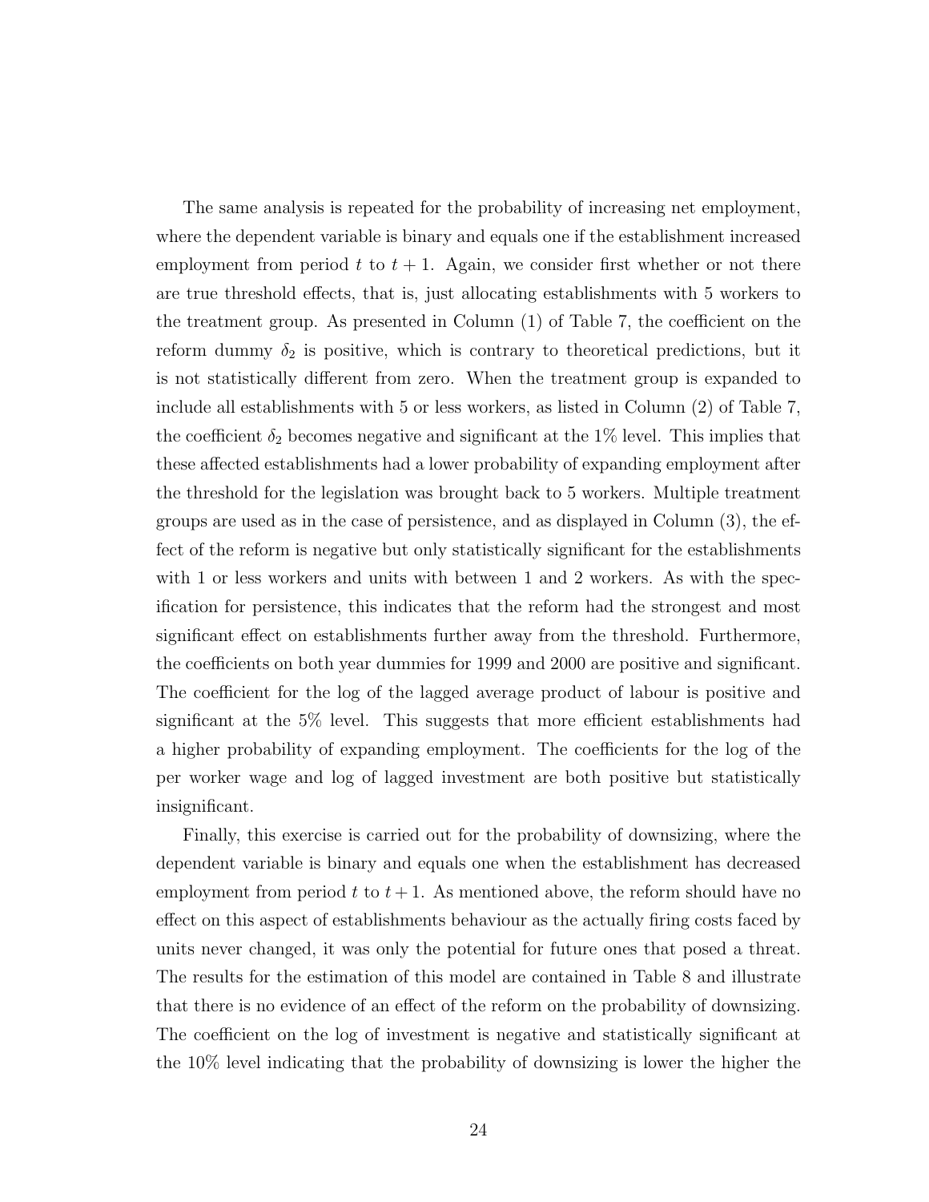The same analysis is repeated for the probability of increasing net employment, where the dependent variable is binary and equals one if the establishment increased employment from period $t$ to $t+1$. Again, we consider first whether or not there are true threshold effects, that is, just allocating establishments with 5 workers to the treatment group. As presented in Column (1) of Table 7, the coefficient on the reform dummy $\delta_2$ is positive, which is contrary to theoretical predictions, but it is not statistically different from zero. When the treatment group is expanded to include all establishments with 5 or less workers, as listed in Column (2) of Table 7, the coefficient $\delta_2$ becomes negative and significant at the 1% level. This implies that these affected establishments had a lower probability of expanding employment after the threshold for the legislation was brought back to 5 workers. Multiple treatment groups are used as in the case of persistence, and as displayed in Column (3), the effect of the reform is negative but only statistically significant for the establishments with 1 or less workers and units with between 1 and 2 workers. As with the specification for persistence, this indicates that the reform had the strongest and most significant effect on establishments further away from the threshold. Furthermore, the coefficients on both year dummies for 1999 and 2000 are positive and significant. The coefficient for the log of the lagged average product of labour is positive and significant at the 5% level. This suggests that more efficient establishments had a higher probability of expanding employment. The coefficients for the log of the per worker wage and log of lagged investment are both positive but statistically insignificant.

Finally, this exercise is carried out for the probability of downsizing, where the dependent variable is binary and equals one when the establishment has decreased employment from period $t$ to $t+1$. As mentioned above, the reform should have no effect on this aspect of establishments behaviour as the actually firing costs faced by units never changed, it was only the potential for future ones that posed a threat. The results for the estimation of this model are contained in Table 8 and illustrate that there is no evidence of an effect of the reform on the probability of downsizing. The coefficient on the log of investment is negative and statistically significant at the 10% level indicating that the probability of downsizing is lower the higher the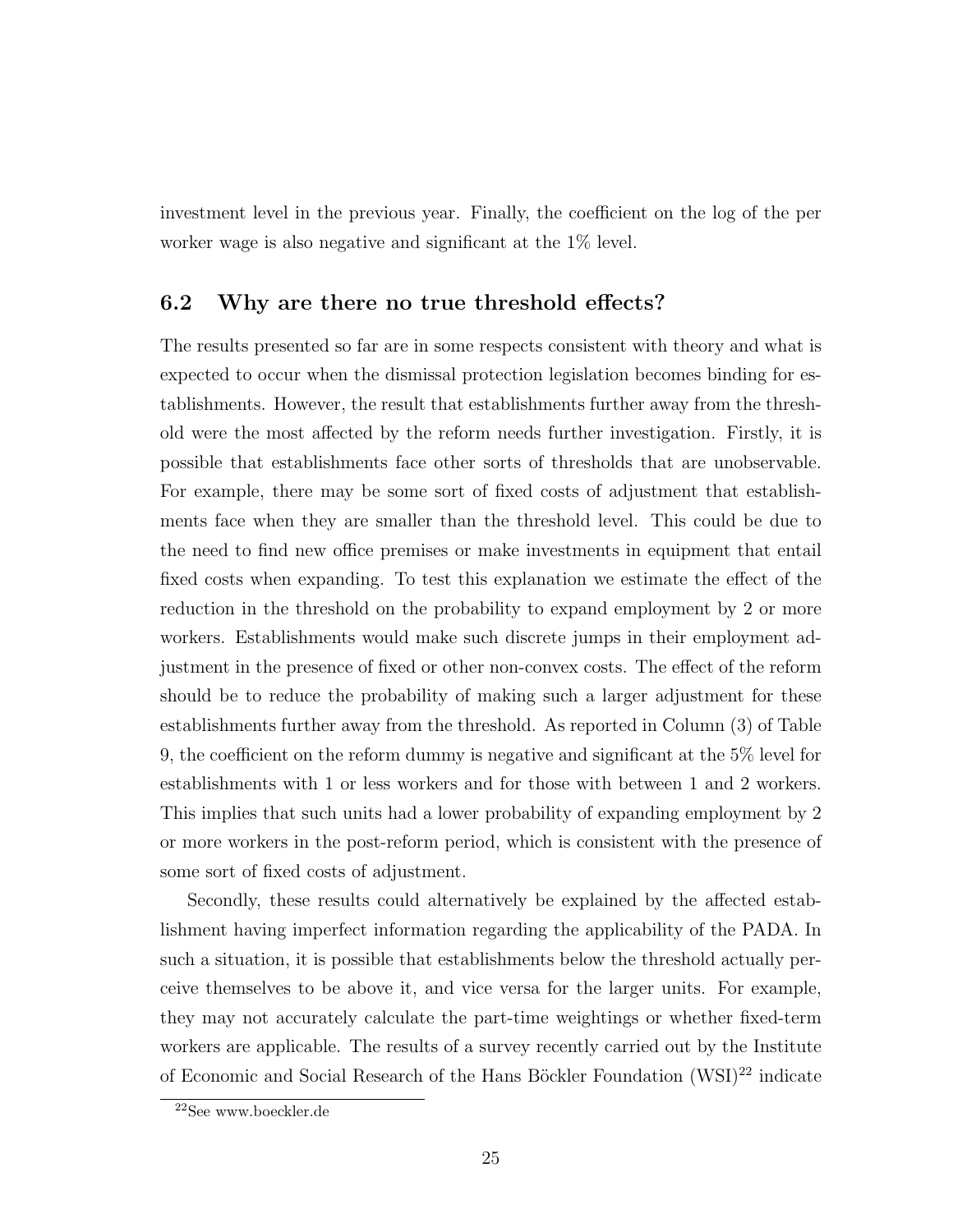investment level in the previous year. Finally, the coefficient on the log of the per worker wage is also negative and significant at the 1% level.

## 6.2 Why are there no true threshold effects?

The results presented so far are in some respects consistent with theory and what is expected to occur when the dismissal protection legislation becomes binding for establishments. However, the result that establishments further away from the threshold were the most affected by the reform needs further investigation. Firstly, it is possible that establishments face other sorts of thresholds that are unobservable. For example, there may be some sort of fixed costs of adjustment that establishments face when they are smaller than the threshold level. This could be due to the need to find new office premises or make investments in equipment that entail fixed costs when expanding. To test this explanation we estimate the effect of the reduction in the threshold on the probability to expand employment by 2 or more workers. Establishments would make such discrete jumps in their employment adjustment in the presence of fixed or other non-convex costs. The effect of the reform should be to reduce the probability of making such a larger adjustment for these establishments further away from the threshold. As reported in Column (3) of Table 9, the coefficient on the reform dummy is negative and significant at the 5% level for establishments with 1 or less workers and for those with between 1 and 2 workers. This implies that such units had a lower probability of expanding employment by 2 or more workers in the post-reform period, which is consistent with the presence of some sort of fixed costs of adjustment.

Secondly, these results could alternatively be explained by the affected establishment having imperfect information regarding the applicability of the PADA. In such a situation, it is possible that establishments below the threshold actually perceive themselves to be above it, and vice versa for the larger units. For example, they may not accurately calculate the part-time weightings or whether fixed-term workers are applicable. The results of a survey recently carried out by the Institute of Economic and Social Research of the Hans Böckler Foundation (WSI)[22] indicate

[22] See www.boeckler.de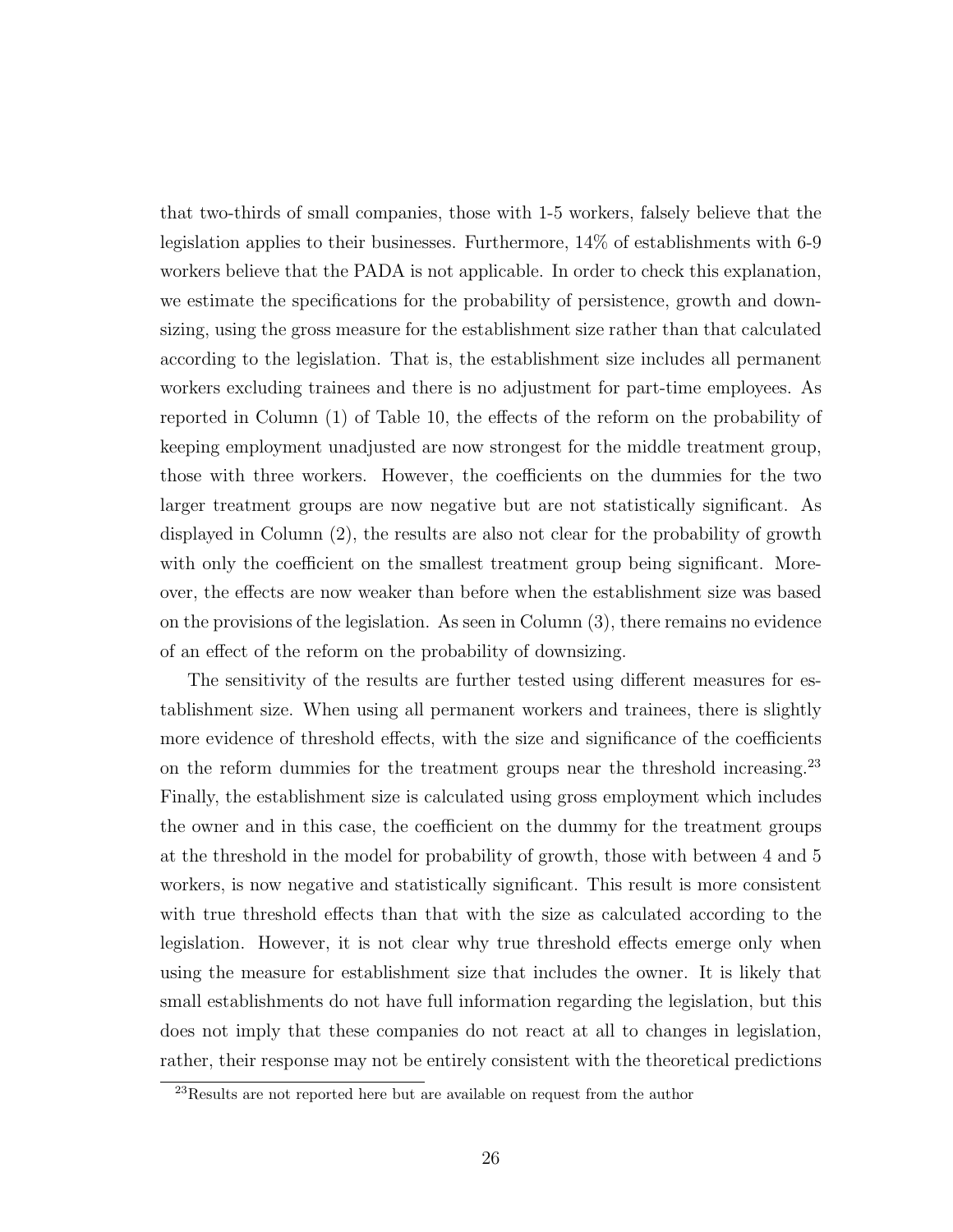that two-thirds of small companies, those with 1-5 workers, falsely believe that the legislation applies to their businesses. Furthermore, 14% of establishments with 6-9 workers believe that the PADA is not applicable. In order to check this explanation, we estimate the specifications for the probability of persistence, growth and downsizing, using the gross measure for the establishment size rather than that calculated according to the legislation. That is, the establishment size includes all permanent workers excluding trainees and there is no adjustment for part-time employees. As reported in Column (1) of Table 10, the effects of the reform on the probability of keeping employment unadjusted are now strongest for the middle treatment group, those with three workers. However, the coefficients on the dummies for the two larger treatment groups are now negative but are not statistically significant. As displayed in Column (2), the results are also not clear for the probability of growth with only the coefficient on the smallest treatment group being significant. Moreover, the effects are now weaker than before when the establishment size was based on the provisions of the legislation. As seen in Column (3), there remains no evidence of an effect of the reform on the probability of downsizing.

The sensitivity of the results are further tested using different measures for establishment size. When using all permanent workers and trainees, there is slightly more evidence of threshold effects, with the size and significance of the coefficients on the reform dummies for the treatment groups near the threshold increasing.[23] Finally, the establishment size is calculated using gross employment which includes the owner and in this case, the coefficient on the dummy for the treatment groups at the threshold in the model for probability of growth, those with between 4 and 5 workers, is now negative and statistically significant. This result is more consistent with true threshold effects than that with the size as calculated according to the legislation. However, it is not clear why true threshold effects emerge only when using the measure for establishment size that includes the owner. It is likely that small establishments do not have full information regarding the legislation, but this does not imply that these companies do not react at all to changes in legislation, rather, their response may not be entirely consistent with the theoretical predictions

[23] Results are not reported here but are available on request from the author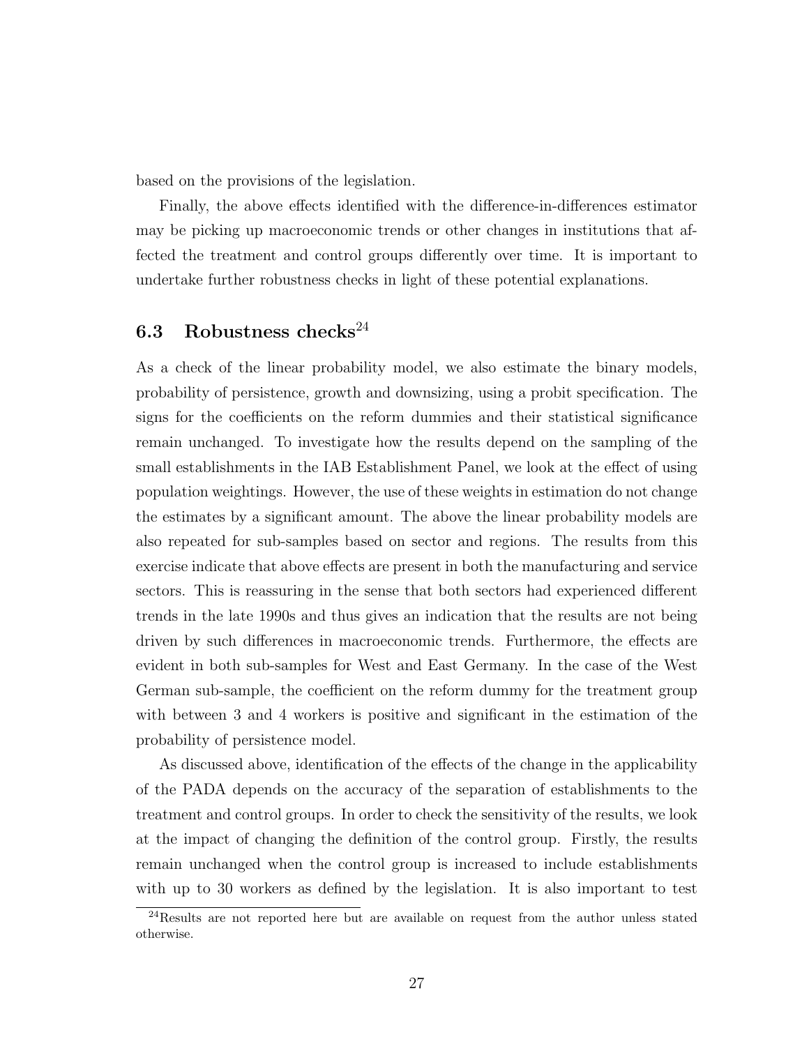based on the provisions of the legislation.

Finally, the above effects identified with the difference-in-differences estimator may be picking up macroeconomic trends or other changes in institutions that affected the treatment and control groups differently over time. It is important to undertake further robustness checks in light of these potential explanations.

### 6.3 Robustness checks[24]

As a check of the linear probability model, we also estimate the binary models, probability of persistence, growth and downsizing, using a probit specification. The signs for the coefficients on the reform dummies and their statistical significance remain unchanged. To investigate how the results depend on the sampling of the small establishments in the IAB Establishment Panel, we look at the effect of using population weightings. However, the use of these weights in estimation do not change the estimates by a significant amount. The above the linear probability models are also repeated for sub-samples based on sector and regions. The results from this exercise indicate that above effects are present in both the manufacturing and service sectors. This is reassuring in the sense that both sectors had experienced different trends in the late 1990s and thus gives an indication that the results are not being driven by such differences in macroeconomic trends. Furthermore, the effects are evident in both sub-samples for West and East Germany. In the case of the West German sub-sample, the coefficient on the reform dummy for the treatment group with between 3 and 4 workers is positive and significant in the estimation of the probability of persistence model.

As discussed above, identification of the effects of the change in the applicability of the PADA depends on the accuracy of the separation of establishments to the treatment and control groups. In order to check the sensitivity of the results, we look at the impact of changing the definition of the control group. Firstly, the results remain unchanged when the control group is increased to include establishments with up to 30 workers as defined by the legislation. It is also important to test

[24] Results are not reported here but are available on request from the author unless stated otherwise.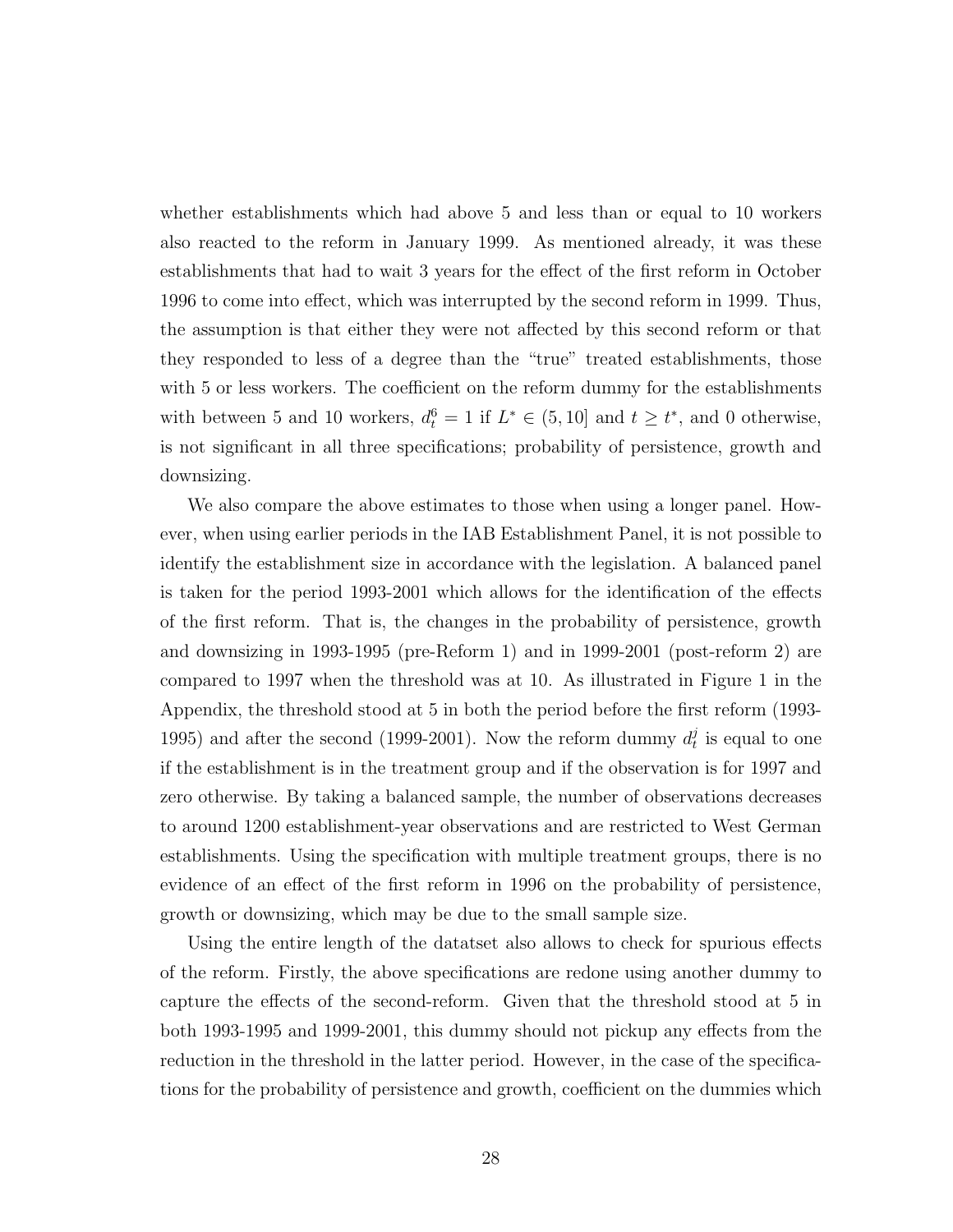whether establishments which had above 5 and less than or equal to 10 workers also reacted to the reform in January 1999. As mentioned already, it was these establishments that had to wait 3 years for the effect of the first reform in October 1996 to come into effect, which was interrupted by the second reform in 1999. Thus, the assumption is that either they were not affected by this second reform or that they responded to less of a degree than the "true" treated establishments, those with 5 or less workers. The coefficient on the reform dummy for the establishments with between 5 and 10 workers, $d_t^6 = 1$ if $L^* \in (5, 10]$ and $t \geq t^*$, and 0 otherwise, is not significant in all three specifications; probability of persistence, growth and downsizing.

We also compare the above estimates to those when using a longer panel. However, when using earlier periods in the IAB Establishment Panel, it is not possible to identify the establishment size in accordance with the legislation. A balanced panel is taken for the period 1993-2001 which allows for the identification of the effects of the first reform. That is, the changes in the probability of persistence, growth and downsizing in 1993-1995 (pre-Reform 1) and in 1999-2001 (post-reform 2) are compared to 1997 when the threshold was at 10. As illustrated in Figure 1 in the Appendix, the threshold stood at 5 in both the period before the first reform (1993-1995) and after the second (1999-2001). Now the reform dummy $d_t^j$ is equal to one if the establishment is in the treatment group and if the observation is for 1997 and zero otherwise. By taking a balanced sample, the number of observations decreases to around 1200 establishment-year observations and are restricted to West German establishments. Using the specification with multiple treatment groups, there is no evidence of an effect of the first reform in 1996 on the probability of persistence, growth or downsizing, which may be due to the small sample size.

Using the entire length of the dataset also allows to check for spurious effects of the reform. Firstly, the above specifications are redone using another dummy to capture the effects of the second-reform. Given that the threshold stood at 5 in both 1993-1995 and 1999-2001, this dummy should not pickup any effects from the reduction in the threshold in the latter period. However, in the case of the specifications for the probability of persistence and growth, coefficient on the dummies which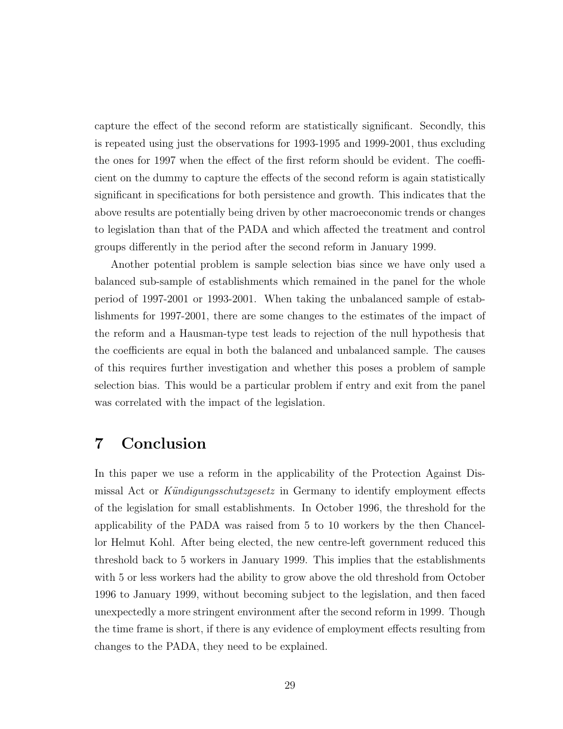capture the effect of the second reform are statistically significant. Secondly, this is repeated using just the observations for 1993-1995 and 1999-2001, thus excluding the ones for 1997 when the effect of the first reform should be evident. The coefficient on the dummy to capture the effects of the second reform is again statistically significant in specifications for both persistence and growth. This indicates that the above results are potentially being driven by other macroeconomic trends or changes to legislation than that of the PADA and which affected the treatment and control groups differently in the period after the second reform in January 1999.

Another potential problem is sample selection bias since we have only used a balanced sub-sample of establishments which remained in the panel for the whole period of 1997-2001 or 1993-2001. When taking the unbalanced sample of establishments for 1997-2001, there are some changes to the estimates of the impact of the reform and a Hausman-type test leads to rejection of the null hypothesis that the coefficients are equal in both the balanced and unbalanced sample. The causes of this requires further investigation and whether this poses a problem of sample selection bias. This would be a particular problem if entry and exit from the panel was correlated with the impact of the legislation.

# 7 Conclusion

In this paper we use a reform in the applicability of the Protection Against Dismissal Act or *Kündigungsschutzgesetz* in Germany to identify employment effects of the legislation for small establishments. In October 1996, the threshold for the applicability of the PADA was raised from 5 to 10 workers by the then Chancellor Helmut Kohl. After being elected, the new centre-left government reduced this threshold back to 5 workers in January 1999. This implies that the establishments with 5 or less workers had the ability to grow above the old threshold from October 1996 to January 1999, without becoming subject to the legislation, and then faced unexpectedly a more stringent environment after the second reform in 1999. Though the time frame is short, if there is any evidence of employment effects resulting from changes to the PADA, they need to be explained.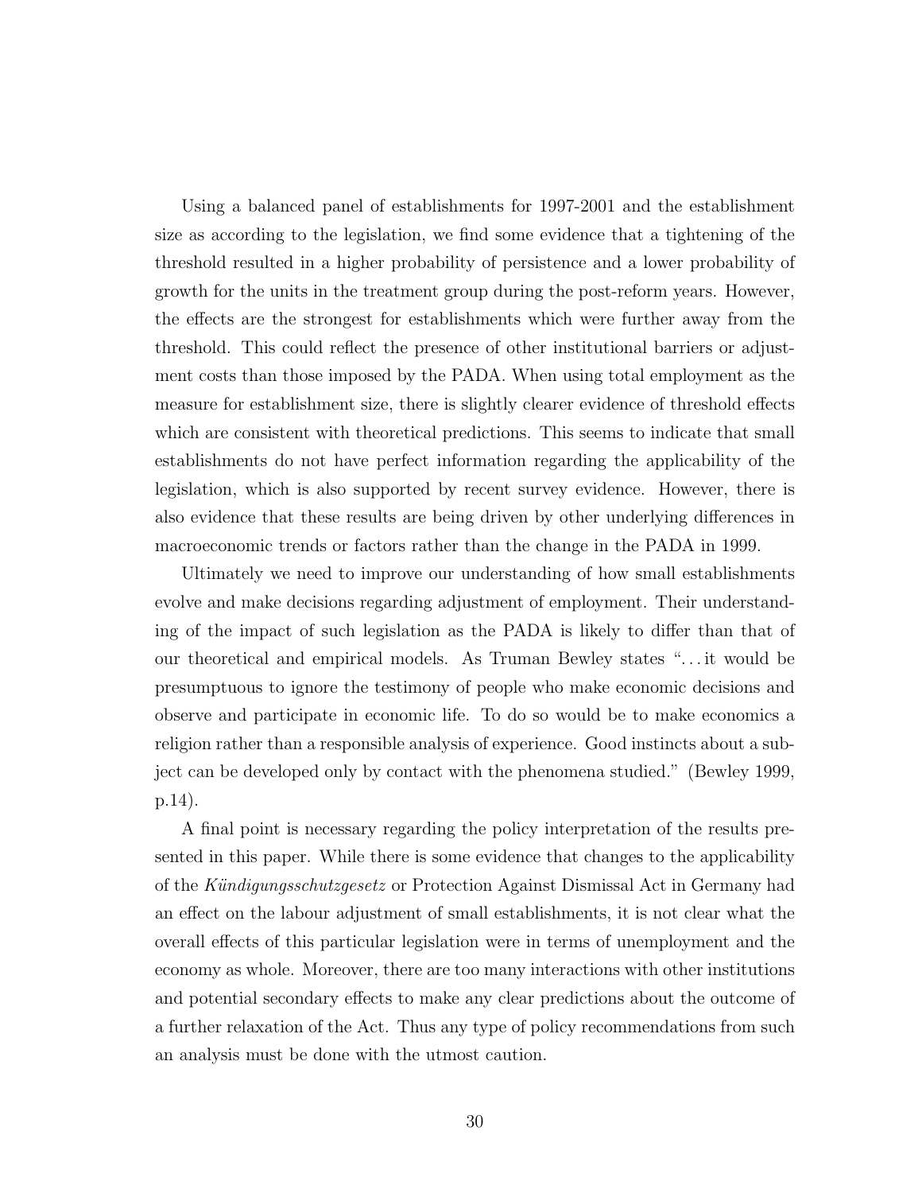Using a balanced panel of establishments for 1997-2001 and the establishment size as according to the legislation, we find some evidence that a tightening of the threshold resulted in a higher probability of persistence and a lower probability of growth for the units in the treatment group during the post-reform years. However, the effects are the strongest for establishments which were further away from the threshold. This could reflect the presence of other institutional barriers or adjustment costs than those imposed by the PADA. When using total employment as the measure for establishment size, there is slightly clearer evidence of threshold effects which are consistent with theoretical predictions. This seems to indicate that small establishments do not have perfect information regarding the applicability of the legislation, which is also supported by recent survey evidence. However, there is also evidence that these results are being driven by other underlying differences in macroeconomic trends or factors rather than the change in the PADA in 1999.

Ultimately we need to improve our understanding of how small establishments evolve and make decisions regarding adjustment of employment. Their understanding of the impact of such legislation as the PADA is likely to differ than that of our theoretical and empirical models. As Truman Bewley states "...it would be presumptuous to ignore the testimony of people who make economic decisions and observe and participate in economic life. To do so would be to make economics a religion rather than a responsible analysis of experience. Good instincts about a subject can be developed only by contact with the phenomena studied." (Bewley 1999, p.14).

A final point is necessary regarding the policy interpretation of the results presented in this paper. While there is some evidence that changes to the applicability of the *Kündigungsschutzgesetz* or Protection Against Dismissal Act in Germany had an effect on the labour adjustment of small establishments, it is not clear what the overall effects of this particular legislation were in terms of unemployment and the economy as whole. Moreover, there are too many interactions with other institutions and potential secondary effects to make any clear predictions about the outcome of a further relaxation of the Act. Thus any type of policy recommendations from such an analysis must be done with the utmost caution.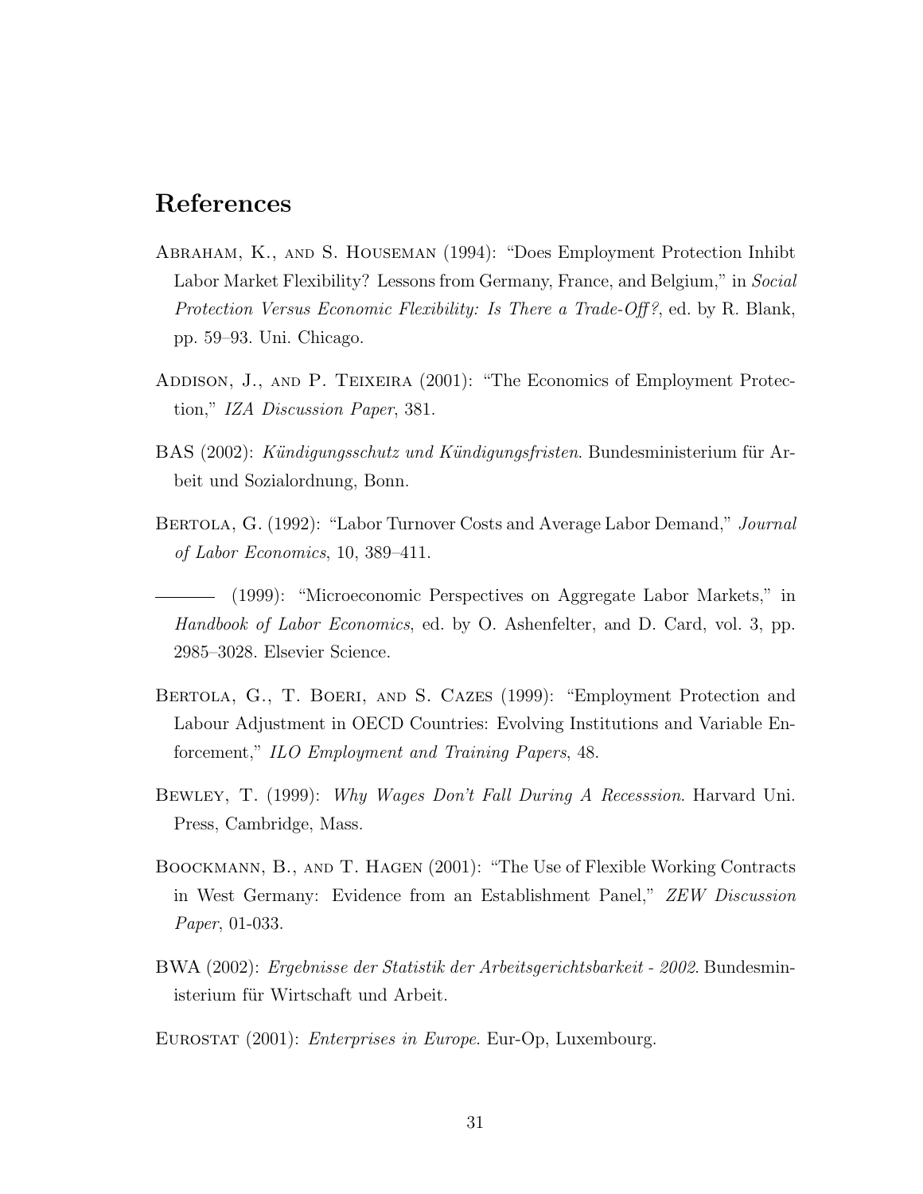# References

Abraham, K., and S. Houseman (1994): "Does Employment Protection Inhibt Labor Market Flexibility? Lessons from Germany, France, and Belgium," in *Social Protection Versus Economic Flexibility: Is There a Trade-Off?*, ed. by R. Blank, pp. 59–93. Uni. Chicago.

Addison, J., and P. Teixeira (2001): "The Economics of Employment Protection," *IZA Discussion Paper*, 381.

BAS (2002): *Kündigungsschutz und Kündigungsfristen*. Bundesministerium für Arbeit und Sozialordnung, Bonn.

Bertola, G. (1992): "Labor Turnover Costs and Average Labor Demand," *Journal of Labor Economics*, 10, 389–411.

——— (1999): "Microeconomic Perspectives on Aggregate Labor Markets," in *Handbook of Labor Economics*, ed. by O. Ashenfelter, and D. Card, vol. 3, pp. 2985–3028. Elsevier Science.

Bertola, G., T. Boeri, and S. Cazes (1999): "Employment Protection and Labour Adjustment in OECD Countries: Evolving Institutions and Variable Enforcement," *ILO Employment and Training Papers*, 48.

Bewley, T. (1999): *Why Wages Don't Fall During A Recesssion*. Harvard Uni. Press, Cambridge, Mass.

Boockmann, B., and T. Hagen (2001): "The Use of Flexible Working Contracts in West Germany: Evidence from an Establishment Panel," *ZEW Discussion Paper*, 01-033.

BWA (2002): *Ergebnisse der Statistik der Arbeitsgerichtsbarkeit - 2002*. Bundesministerium für Wirtschaft und Arbeit.

Eurostat (2001): *Enterprises in Europe*. Eur-Op, Luxembourg.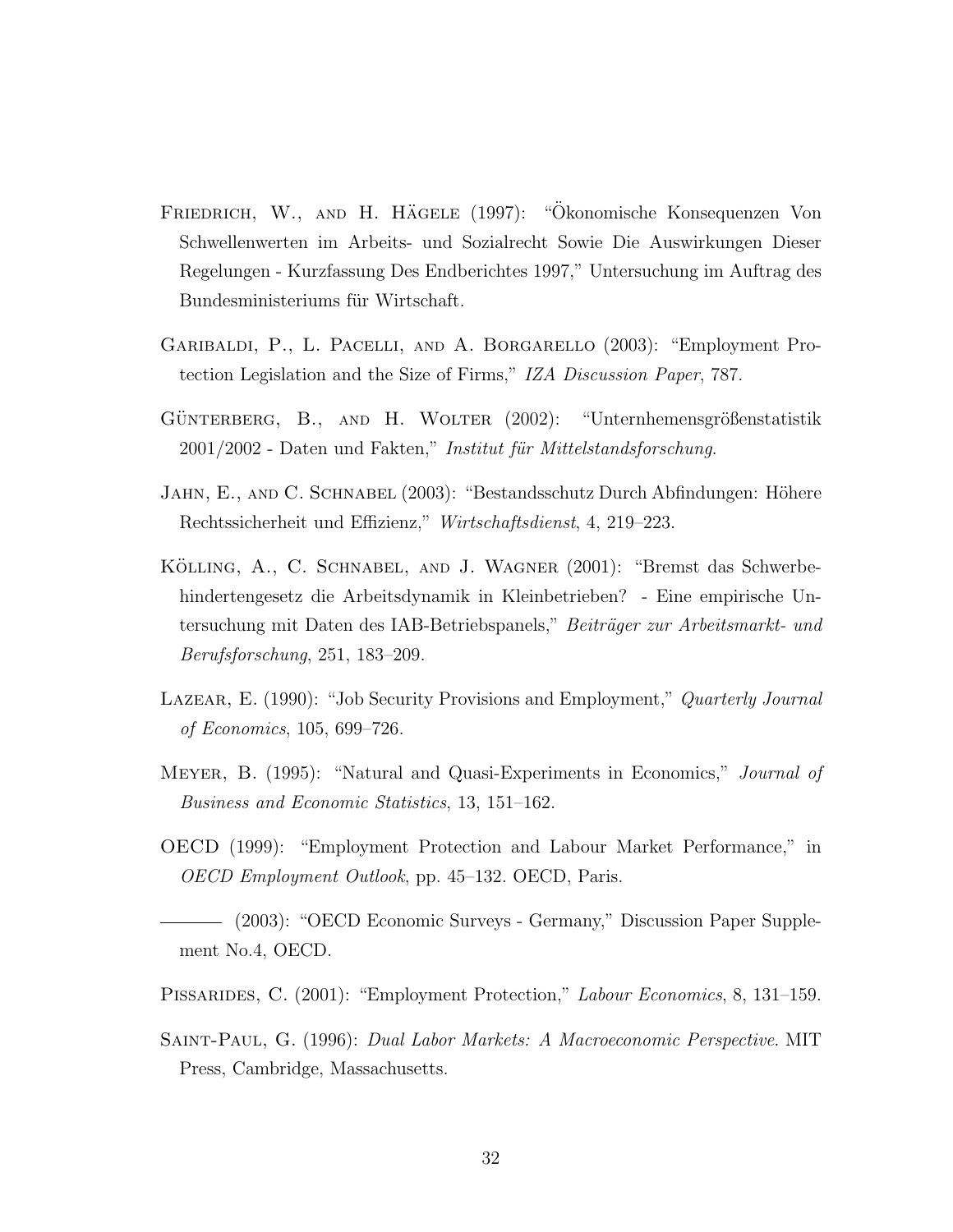Friedrich, W., and H. Hägele (1997): "Ökonomische Konsequenzen Von Schwellenwerten im Arbeits- und Sozialrecht Sowie Die Auswirkungen Dieser Regelungen - Kurzfassung Des Endberichtes 1997," Untersuchung im Auftrag des Bundesministeriums für Wirtschaft.

Garibaldi, P., L. Pacelli, and A. Borgarello (2003): "Employment Protection Legislation and the Size of Firms," *IZA Discussion Paper*, 787.

Günterberg, B., and H. Wolter (2002): "Unternhemensgrößenstatistik 2001/2002 - Daten und Fakten," *Institut für Mittelstandsforschung*.

Jahn, E., and C. Schnabel (2003): "Bestandsschutz Durch Abfindungen: Höhere Rechtssicherheit und Effizienz," *Wirtschaftsdienst*, 4, 219–223.

Kölling, A., C. Schnabel, and J. Wagner (2001): "Bremst das Schwerbehindertengesetz die Arbeitsdynamik in Kleinbetrieben? - Eine empirische Untersuchung mit Daten des IAB-Betriebspanels," *Beiträger zur Arbeitsmarkt- und Berufsforschung*, 251, 183–209.

Lazear, E. (1990): "Job Security Provisions and Employment," *Quarterly Journal of Economics*, 105, 699–726.

Meyer, B. (1995): "Natural and Quasi-Experiments in Economics," *Journal of Business and Economic Statistics*, 13, 151–162.

OECD (1999): "Employment Protection and Labour Market Performance," in *OECD Employment Outlook*, pp. 45–132. OECD, Paris.

——— (2003): "OECD Economic Surveys - Germany," Discussion Paper Supplement No.4, OECD.

Pissarides, C. (2001): "Employment Protection," *Labour Economics*, 8, 131–159.

Saint-Paul, G. (1996): *Dual Labor Markets: A Macroeconomic Perspective*. MIT Press, Cambridge, Massachusetts.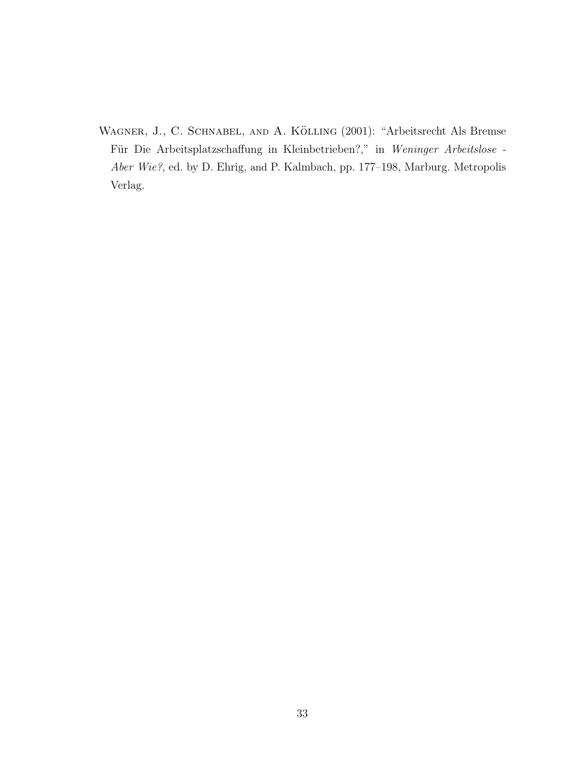Wagner, J., C. Schnabel, and A. Kölling (2001): "Arbeitsrecht Als Bremse Für Die Arbeitsplatzschaffung in Kleinbetrieben?," in *Weninger Arbeitslose - Aber Wie?*, ed. by D. Ehrig, and P. Kalmbach, pp. 177–198, Marburg. Metropolis Verlag.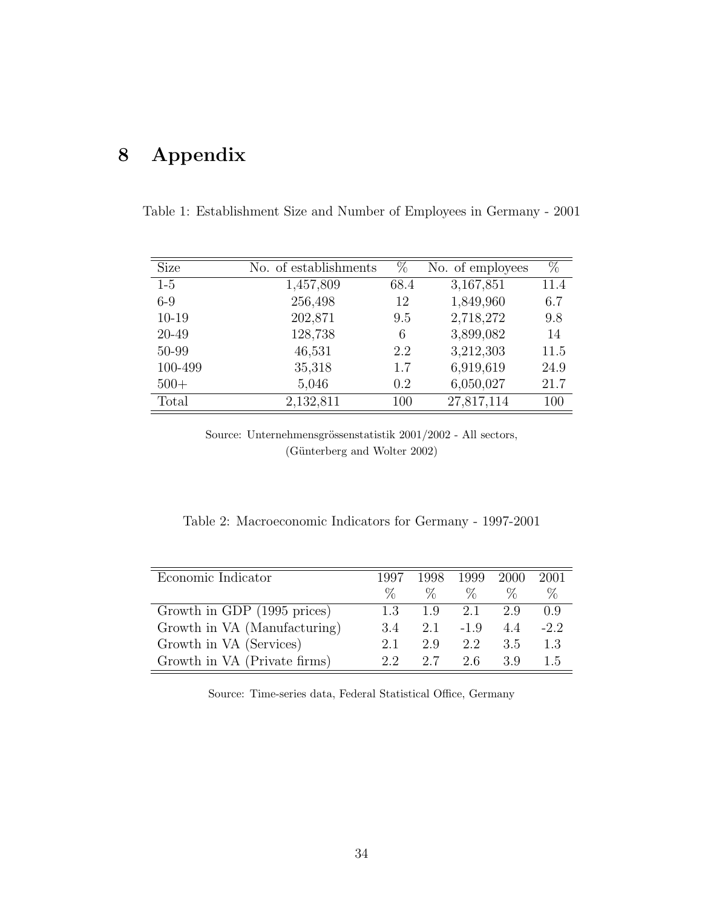# 8 Appendix

Table 1: Establishment Size and Number of Employees in Germany - 2001

| Size | No. of establishments | % | No. of employees | % |
|---|---|---|---|---|
| 1-5 | 1,457,809 | 68.4 | 3,167,851 | 11.4 |
| 6-9 | 256,498 | 12 | 1,849,960 | 6.7 |
| 10-19 | 202,871 | 9.5 | 2,718,272 | 9.8 |
| 20-49 | 128,738 | 6 | 3,899,082 | 14 |
| 50-99 | 46,531 | 2.2 | 3,212,303 | 11.5 |
| 100-499 | 35,318 | 1.7 | 6,919,619 | 24.9 |
| 500+ | 5,046 | 0.2 | 6,050,027 | 21.7 |
| Total | 2,132,811 | 100 | 27,817,114 | 100 |

Source: Unternehmensgrössenstatistik 2001/2002 - All sectors, (Günterberg and Wolter 2002)

Table 2: Macroeconomic Indicators for Germany - 1997-2001

| Economic Indicator | 1997 | 1998 | 1999 | 2000 | 2001 |
|---|---|---|---|---|---|
| | % | % | % | % | % |
| Growth in GDP (1995 prices) | 1.3 | 1.9 | 2.1 | 2.9 | 0.9 |
| Growth in VA (Manufacturing) | 3.4 | 2.1 | -1.9 | 4.4 | -2.2 |
| Growth in VA (Services) | 2.1 | 2.9 | 2.2 | 3.5 | 1.3 |
| Growth in VA (Private firms) | 2.2 | 2.7 | 2.6 | 3.9 | 1.5 |

Source: Time-series data, Federal Statistical Office, Germany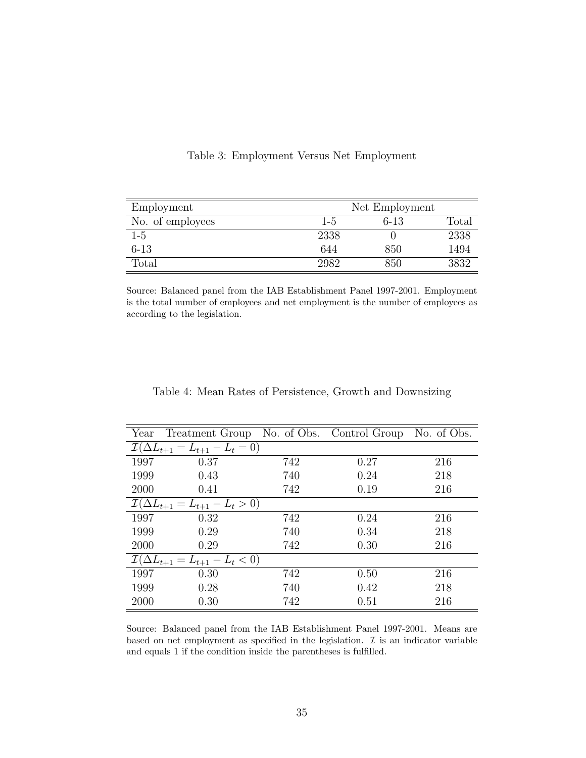Table 3: Employment Versus Net Employment

| Employment | Net Employment | | |
|---|---|---|---|
| No. of employees | 1-5 | 6-13 | Total |
| 1-5 | 2338 | 0 | 2338 |
| 6-13 | 644 | 850 | 1494 |
| Total | 2982 | 850 | 3832 |

Source: Balanced panel from the IAB Establishment Panel 1997-2001. Employment is the total number of employees and net employment is the number of employees as according to the legislation.

Table 4: Mean Rates of Persistence, Growth and Downsizing

| Year | Treatment Group | No. of Obs. | Control Group | No. of Obs. |
|---|---|---|---|---|
| $\mathcal{I}(\Delta L_{t+1} = L_{t+1} - L_t = 0)$ | | | | |
| 1997 | 0.37 | 742 | 0.27 | 216 |
| 1999 | 0.43 | 740 | 0.24 | 218 |
| 2000 | 0.41 | 742 | 0.19 | 216 |
| $\mathcal{I}(\Delta L_{t+1} = L_{t+1} - L_t > 0)$ | | | | |
| 1997 | 0.32 | 742 | 0.24 | 216 |
| 1999 | 0.29 | 740 | 0.34 | 218 |
| 2000 | 0.29 | 742 | 0.30 | 216 |
| $\mathcal{I}(\Delta L_{t+1} = L_{t+1} - L_t < 0)$ | | | | |
| 1997 | 0.30 | 742 | 0.50 | 216 |
| 1999 | 0.28 | 740 | 0.42 | 218 |
| 2000 | 0.30 | 742 | 0.51 | 216 |

Source: Balanced panel from the IAB Establishment Panel 1997-2001. Means are based on net employment as specified in the legislation. $\mathcal{I}$ is an indicator variable and equals 1 if the condition inside the parentheses is fulfilled.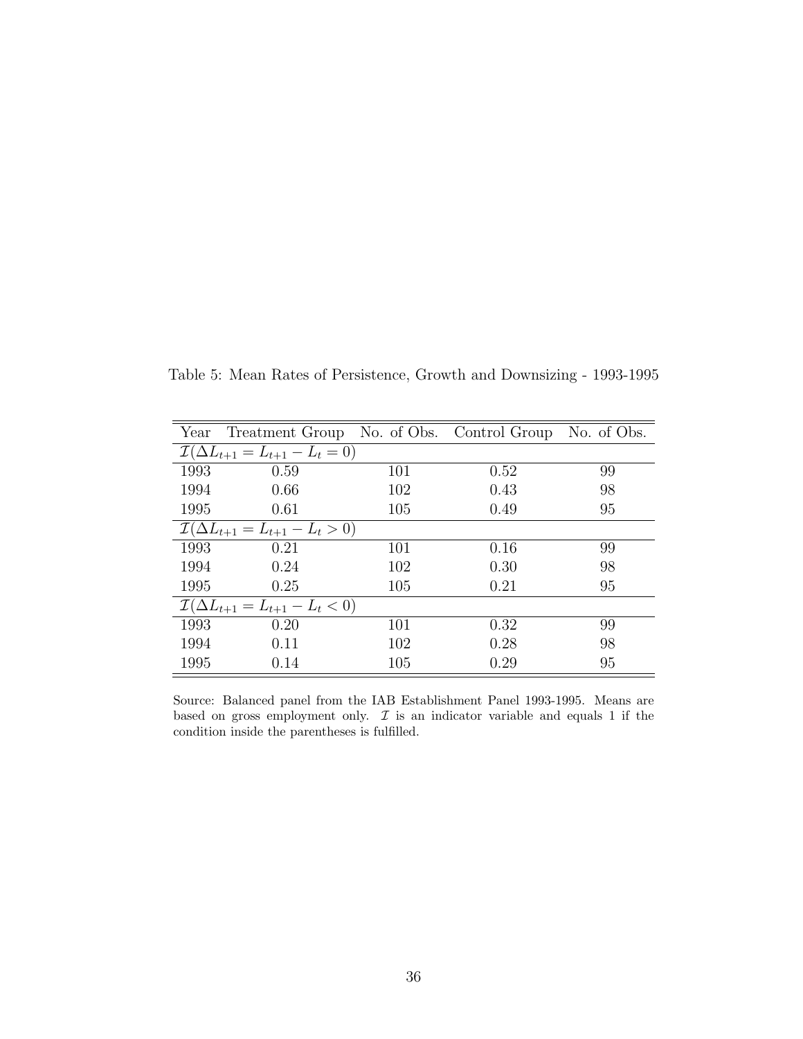Table 5: Mean Rates of Persistence, Growth and Downsizing - 1993-1995

| Year | Treatment Group | No. of Obs. | Control Group | No. of Obs. |
|---|---|---|---|---|
| $\mathcal{I}(\Delta L_{t+1} = L_{t+1} - L_t = 0)$ | | | | |
| 1993 | 0.59 | 101 | 0.52 | 99 |
| 1994 | 0.66 | 102 | 0.43 | 98 |
| 1995 | 0.61 | 105 | 0.49 | 95 |
| $\mathcal{I}(\Delta L_{t+1} = L_{t+1} - L_t > 0)$ | | | | |
| 1993 | 0.21 | 101 | 0.16 | 99 |
| 1994 | 0.24 | 102 | 0.30 | 98 |
| 1995 | 0.25 | 105 | 0.21 | 95 |
| $\mathcal{I}(\Delta L_{t+1} = L_{t+1} - L_t < 0)$ | | | | |
| 1993 | 0.20 | 101 | 0.32 | 99 |
| 1994 | 0.11 | 102 | 0.28 | 98 |
| 1995 | 0.14 | 105 | 0.29 | 95 |

Source: Balanced panel from the IAB Establishment Panel 1993-1995. Means are based on gross employment only. $\mathcal{I}$ is an indicator variable and equals 1 if the condition inside the parentheses is fulfilled.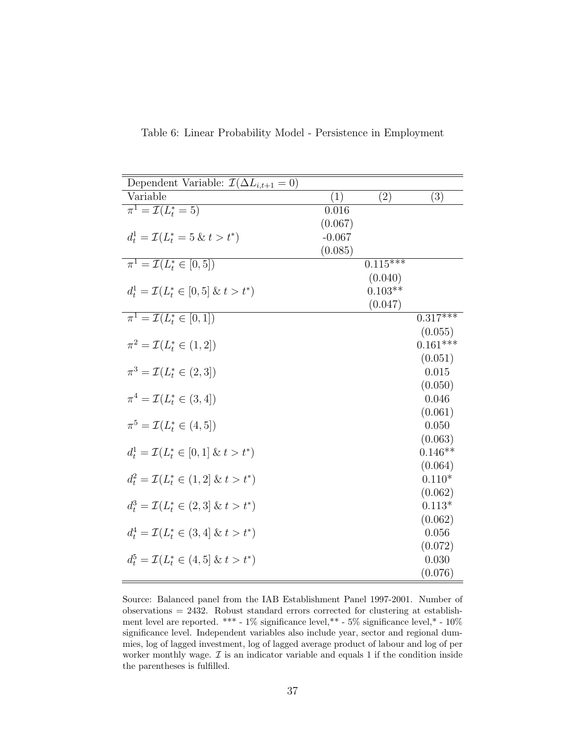Table 6: Linear Probability Model - Persistence in Employment

| Dependent Variable: $\mathcal{I}(\Delta L_{i,t+1} = 0)$ | | | |
|---|---|---|---|
| Variable | (1) | (2) | (3) |
| $\pi^1 = \mathcal{I}(L_t^* = 5)$ | 0.016 | | |
| | (0.067) | | |
| $d_t^1 = \mathcal{I}(L_t^* = 5 \,\&\, t > t^*)$ | -0.067 | | |
| | (0.085) | | |
| $\pi^1 = \mathcal{I}(L_t^* \in [0, 5])$ | | 0.115*** | |
| | | (0.040) | |
| $d_t^1 = \mathcal{I}(L_t^* \in [0, 5] \,\&\, t > t^*)$ | | 0.103** | |
| | | (0.047) | |
| $\pi^1 = \mathcal{I}(L_t^* \in [0, 1])$ | | | 0.317*** |
| | | | (0.055) |
| $\pi^2 = \mathcal{I}(L_t^* \in (1, 2])$ | | | 0.161*** |
| | | | (0.051) |
| $\pi^3 = \mathcal{I}(L_t^* \in (2, 3])$ | | | 0.015 |
| | | | (0.050) |
| $\pi^4 = \mathcal{I}(L_t^* \in (3, 4])$ | | | 0.046 |
| | | | (0.061) |
| $\pi^5 = \mathcal{I}(L_t^* \in (4, 5])$ | | | 0.050 |
| | | | (0.063) |
| $d_t^1 = \mathcal{I}(L_t^* \in [0, 1] \,\&\, t > t^*)$ | | | 0.146** |
| | | | (0.064) |
| $d_t^2 = \mathcal{I}(L_t^* \in (1, 2] \,\&\, t > t^*)$ | | | 0.110* |
| | | | (0.062) |
| $d_t^3 = \mathcal{I}(L_t^* \in (2, 3] \,\&\, t > t^*)$ | | | 0.113* |
| | | | (0.062) |
| $d_t^4 = \mathcal{I}(L_t^* \in (3, 4] \,\&\, t > t^*)$ | | | 0.056 |
| | | | (0.072) |
| $d_t^5 = \mathcal{I}(L_t^* \in (4, 5] \,\&\, t > t^*)$ | | | 0.030 |
| | | | (0.076) |

Source: Balanced panel from the IAB Establishment Panel 1997-2001. Number of observations = 2432. Robust standard errors corrected for clustering at establishment level are reported. *** - 1% significance level,** - 5% significance level,* - 10% significance level. Independent variables also include year, sector and regional dummies, log of lagged investment, log of lagged average product of labour and log of per worker monthly wage. $\mathcal{I}$ is an indicator variable and equals 1 if the condition inside the parentheses is fulfilled.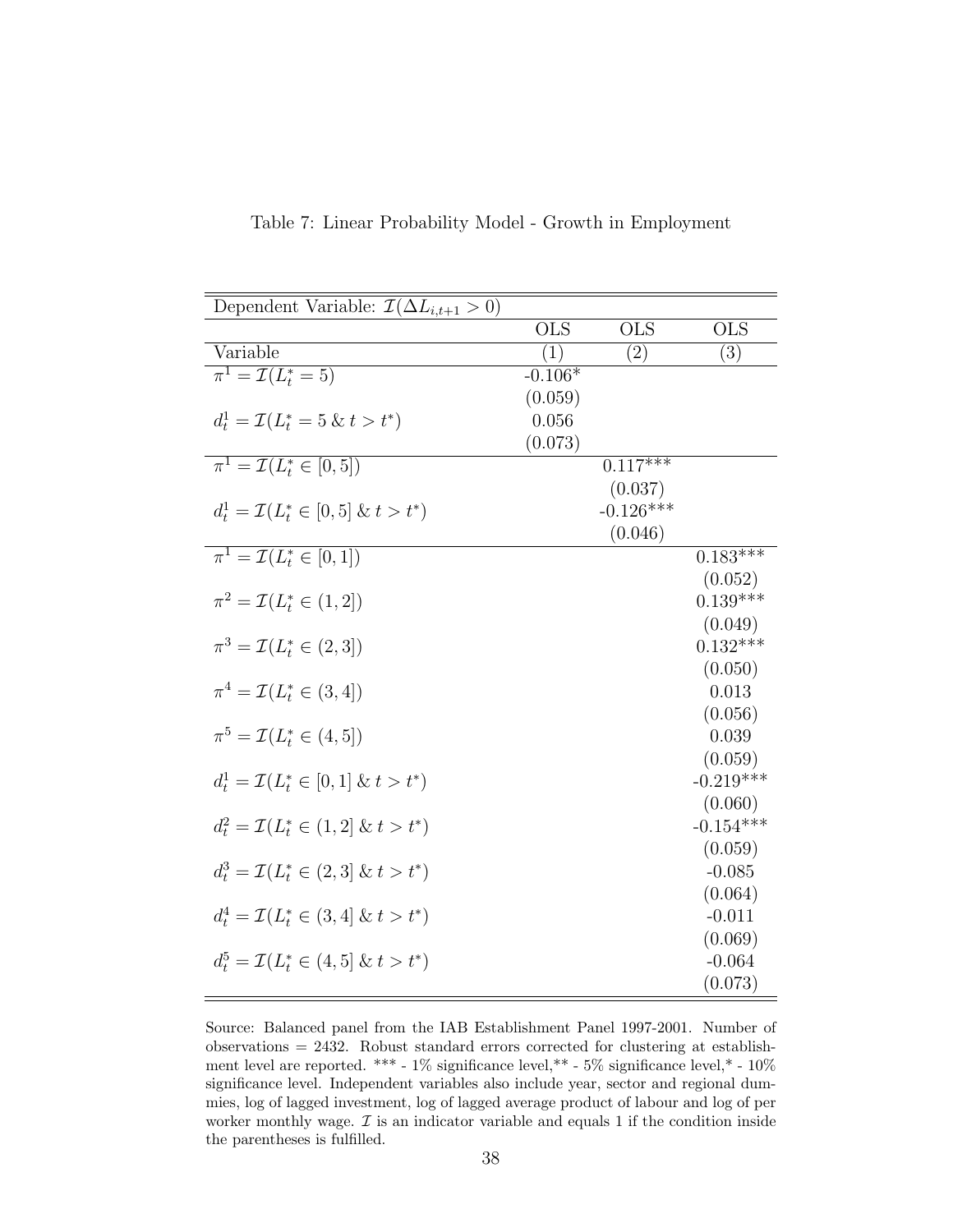Table 7: Linear Probability Model - Growth in Employment

| Dependent Variable: $\mathcal{I}(\Delta L_{i,t+1} > 0)$ | | | |
|---|---|---|---|
| | OLS | OLS | OLS |
| Variable | (1) | (2) | (3) |
| $\pi^1 = \mathcal{I}(L_t^* = 5)$ | -0.106* | | |
| | (0.059) | | |
| $d_t^1 = \mathcal{I}(L_t^* = 5 \,\&\, t > t^*)$ | 0.056 | | |
| | (0.073) | | |
| $\pi^1 = \mathcal{I}(L_t^* \in [0, 5])$ | | 0.117*** | |
| | | (0.037) | |
| $d_t^1 = \mathcal{I}(L_t^* \in [0, 5] \,\&\, t > t^*)$ | | -0.126*** | |
| | | (0.046) | |
| $\pi^1 = \mathcal{I}(L_t^* \in [0, 1])$ | | | 0.183*** |
| | | | (0.052) |
| $\pi^2 = \mathcal{I}(L_t^* \in (1, 2])$ | | | 0.139*** |
| | | | (0.049) |
| $\pi^3 = \mathcal{I}(L_t^* \in (2, 3])$ | | | 0.132*** |
| | | | (0.050) |
| $\pi^4 = \mathcal{I}(L_t^* \in (3, 4])$ | | | 0.013 |
| | | | (0.056) |
| $\pi^5 = \mathcal{I}(L_t^* \in (4, 5])$ | | | 0.039 |
| | | | (0.059) |
| $d_t^1 = \mathcal{I}(L_t^* \in [0, 1] \,\&\, t > t^*)$ | | | -0.219*** |
| | | | (0.060) |
| $d_t^2 = \mathcal{I}(L_t^* \in (1, 2] \,\&\, t > t^*)$ | | | -0.154*** |
| | | | (0.059) |
| $d_t^3 = \mathcal{I}(L_t^* \in (2, 3] \,\&\, t > t^*)$ | | | -0.085 |
| | | | (0.064) |
| $d_t^4 = \mathcal{I}(L_t^* \in (3, 4] \,\&\, t > t^*)$ | | | -0.011 |
| | | | (0.069) |
| $d_t^5 = \mathcal{I}(L_t^* \in (4, 5] \,\&\, t > t^*)$ | | | -0.064 |
| | | | (0.073) |

Source: Balanced panel from the IAB Establishment Panel 1997-2001. Number of observations = 2432. Robust standard errors corrected for clustering at establishment level are reported. *** - 1% significance level,** - 5% significance level,* - 10% significance level. Independent variables also include year, sector and regional dummies, log of lagged investment, log of lagged average product of labour and log of per worker monthly wage. $\mathcal{I}$ is an indicator variable and equals 1 if the condition inside the parentheses is fulfilled.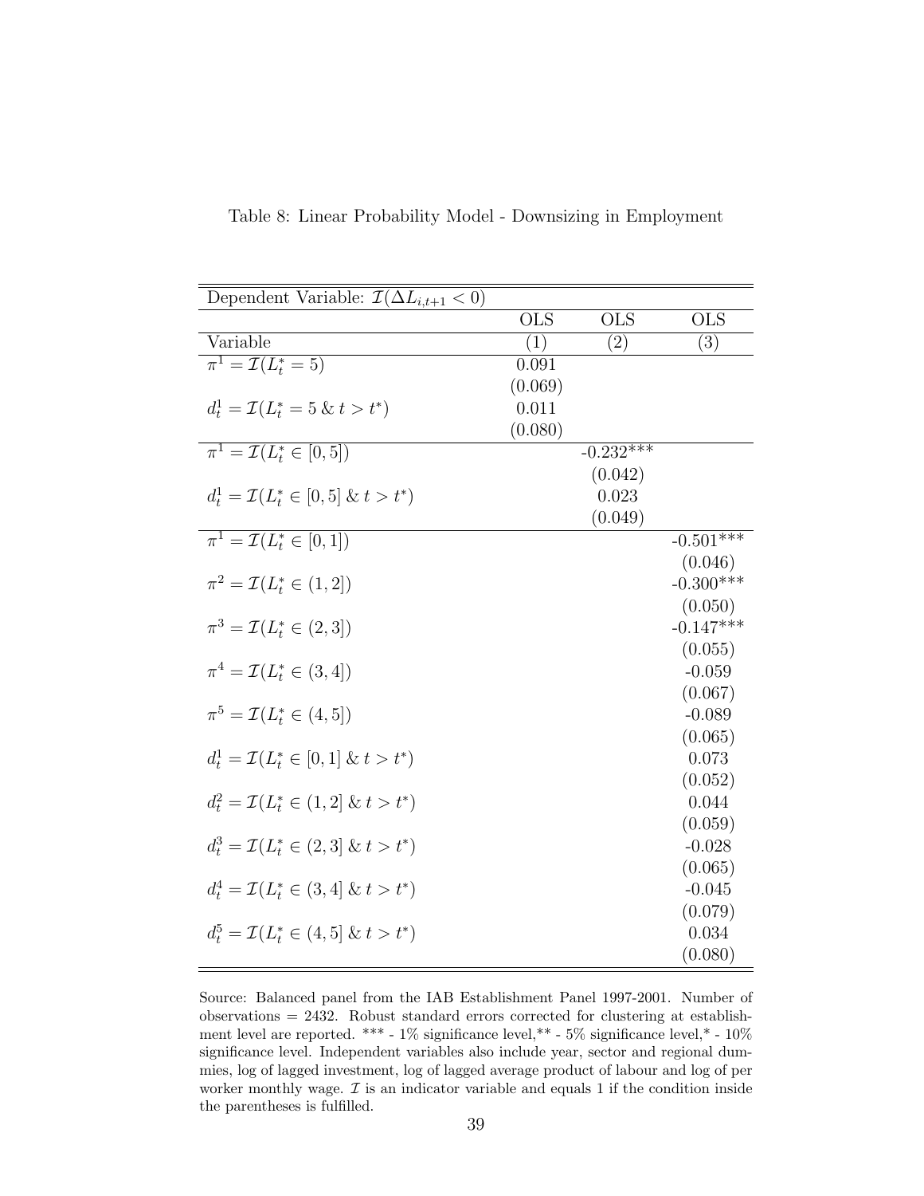Table 8: Linear Probability Model - Downsizing in Employment

| Dependent Variable: $\mathcal{I}(\Delta L_{i,t+1} < 0)$ | | | |
|---|---|---|---|
| | OLS | OLS | OLS |
| Variable | (1) | (2) | (3) |
| $\pi^1 = \mathcal{I}(L_t^* = 5)$ | 0.091 | | |
| | (0.069) | | |
| $d_t^1 = \mathcal{I}(L_t^* = 5 \,\&\, t > t^*)$ | 0.011 | | |
| | (0.080) | | |
| $\pi^1 = \mathcal{I}(L_t^* \in [0, 5])$ | | -0.232*** | |
| | | (0.042) | |
| $d_t^1 = \mathcal{I}(L_t^* \in [0, 5] \,\&\, t > t^*)$ | | 0.023 | |
| | | (0.049) | |
| $\pi^1 = \mathcal{I}(L_t^* \in [0, 1])$ | | | -0.501*** |
| | | | (0.046) |
| $\pi^2 = \mathcal{I}(L_t^* \in (1, 2])$ | | | -0.300*** |
| | | | (0.050) |
| $\pi^3 = \mathcal{I}(L_t^* \in (2, 3])$ | | | -0.147*** |
| | | | (0.055) |
| $\pi^4 = \mathcal{I}(L_t^* \in (3, 4])$ | | | -0.059 |
| | | | (0.067) |
| $\pi^5 = \mathcal{I}(L_t^* \in (4, 5])$ | | | -0.089 |
| | | | (0.065) |
| $d_t^1 = \mathcal{I}(L_t^* \in [0, 1] \,\&\, t > t^*)$ | | | 0.073 |
| | | | (0.052) |
| $d_t^2 = \mathcal{I}(L_t^* \in (1, 2] \,\&\, t > t^*)$ | | | 0.044 |
| | | | (0.059) |
| $d_t^3 = \mathcal{I}(L_t^* \in (2, 3] \,\&\, t > t^*)$ | | | -0.028 |
| | | | (0.065) |
| $d_t^4 = \mathcal{I}(L_t^* \in (3, 4] \,\&\, t > t^*)$ | | | -0.045 |
| | | | (0.079) |
| $d_t^5 = \mathcal{I}(L_t^* \in (4, 5] \,\&\, t > t^*)$ | | | 0.034 |
| | | | (0.080) |

Source: Balanced panel from the IAB Establishment Panel 1997-2001. Number of observations = 2432. Robust standard errors corrected for clustering at establishment level are reported. *** - 1% significance level,** - 5% significance level,* - 10% significance level. Independent variables also include year, sector and regional dummies, log of lagged investment, log of lagged average product of labour and log of per worker monthly wage. $\mathcal{I}$ is an indicator variable and equals 1 if the condition inside the parentheses is fulfilled.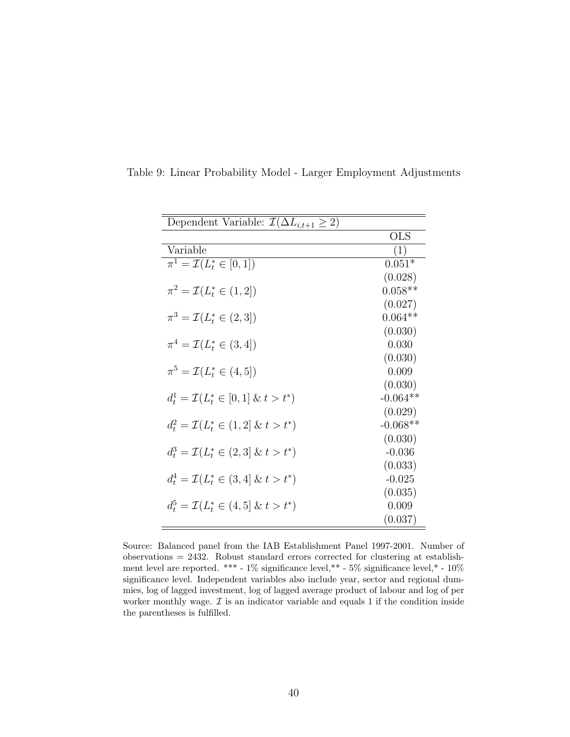Table 9: Linear Probability Model - Larger Employment Adjustments

| Dependent Variable: $\mathcal{I}(\Delta L_{i,t+1} \geq 2)$ | |
|---|---|
| | OLS |
| Variable | (1) |
| $\pi^1 = \mathcal{I}(L_t^* \in [0, 1])$ | 0.051* |
| | (0.028) |
| $\pi^2 = \mathcal{I}(L_t^* \in (1, 2])$ | 0.058** |
| | (0.027) |
| $\pi^3 = \mathcal{I}(L_t^* \in (2, 3])$ | 0.064** |
| | (0.030) |
| $\pi^4 = \mathcal{I}(L_t^* \in (3, 4])$ | 0.030 |
| | (0.030) |
| $\pi^5 = \mathcal{I}(L_t^* \in (4, 5])$ | 0.009 |
| | (0.030) |
| $d_t^1 = \mathcal{I}(L_t^* \in [0, 1] \;\&\; t > t^*)$ | -0.064** |
| | (0.029) |
| $d_t^2 = \mathcal{I}(L_t^* \in (1, 2] \;\&\; t > t^*)$ | -0.068** |
| | (0.030) |
| $d_t^3 = \mathcal{I}(L_t^* \in (2, 3] \;\&\; t > t^*)$ | -0.036 |
| | (0.033) |
| $d_t^4 = \mathcal{I}(L_t^* \in (3, 4] \;\&\; t > t^*)$ | -0.025 |
| | (0.035) |
| $d_t^5 = \mathcal{I}(L_t^* \in (4, 5] \;\&\; t > t^*)$ | 0.009 |
| | (0.037) |

Source: Balanced panel from the IAB Establishment Panel 1997-2001. Number of observations = 2432. Robust standard errors corrected for clustering at establishment level are reported. *** - 1% significance level,** - 5% significance level,* - 10% significance level. Independent variables also include year, sector and regional dummies, log of lagged investment, log of lagged average product of labour and log of per worker monthly wage. $\mathcal{I}$ is an indicator variable and equals 1 if the condition inside the parentheses is fulfilled.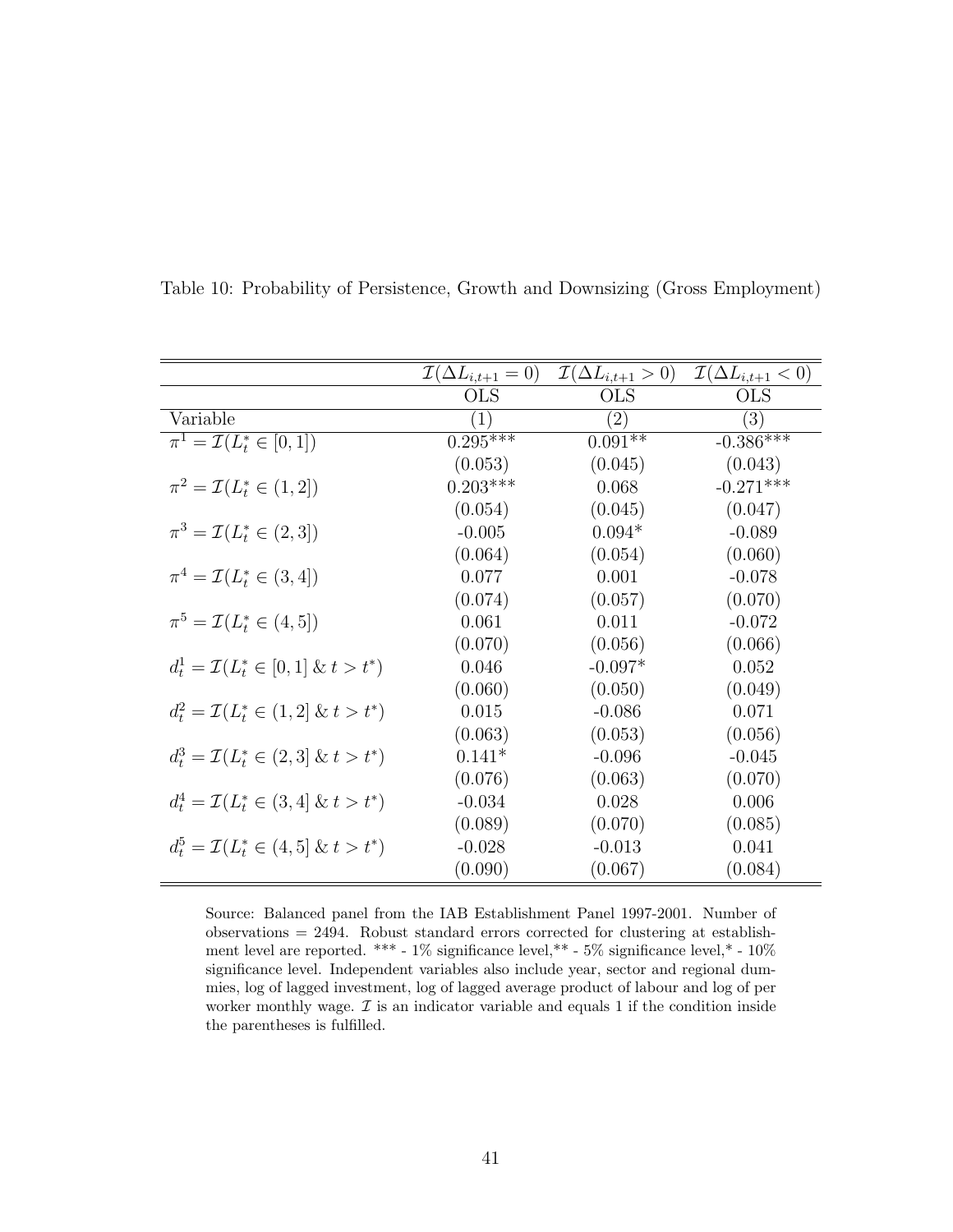Table 10: Probability of Persistence, Growth and Downsizing (Gross Employment)

| | $\mathcal{I}(\Delta L_{i,t+1} = 0)$ | $\mathcal{I}(\Delta L_{i,t+1} > 0)$ | $\mathcal{I}(\Delta L_{i,t+1} < 0)$ |
|---|---|---|---|
| | OLS | OLS | OLS |
| Variable | (1) | (2) | (3) |
| $\pi^1 = \mathcal{I}(L_t^* \in [0, 1])$ | 0.295*** | 0.091** | -0.386*** |
| | (0.053) | (0.045) | (0.043) |
| $\pi^2 = \mathcal{I}(L_t^* \in (1, 2])$ | 0.203*** | 0.068 | -0.271*** |
| | (0.054) | (0.045) | (0.047) |
| $\pi^3 = \mathcal{I}(L_t^* \in (2, 3])$ | -0.005 | 0.094* | -0.089 |
| | (0.064) | (0.054) | (0.060) |
| $\pi^4 = \mathcal{I}(L_t^* \in (3, 4])$ | 0.077 | 0.001 | -0.078 |
| | (0.074) | (0.057) | (0.070) |
| $\pi^5 = \mathcal{I}(L_t^* \in (4, 5])$ | 0.061 | 0.011 | -0.072 |
| | (0.070) | (0.056) | (0.066) |
| $d_t^1 = \mathcal{I}(L_t^* \in [0, 1] \;\&\; t > t^*)$ | 0.046 | -0.097* | 0.052 |
| | (0.060) | (0.050) | (0.049) |
| $d_t^2 = \mathcal{I}(L_t^* \in (1, 2] \;\&\; t > t^*)$ | 0.015 | -0.086 | 0.071 |
| | (0.063) | (0.053) | (0.056) |
| $d_t^3 = \mathcal{I}(L_t^* \in (2, 3] \;\&\; t > t^*)$ | 0.141* | -0.096 | -0.045 |
| | (0.076) | (0.063) | (0.070) |
| $d_t^4 = \mathcal{I}(L_t^* \in (3, 4] \;\&\; t > t^*)$ | -0.034 | 0.028 | 0.006 |
| | (0.089) | (0.070) | (0.085) |
| $d_t^5 = \mathcal{I}(L_t^* \in (4, 5] \;\&\; t > t^*)$ | -0.028 | -0.013 | 0.041 |
| | (0.090) | (0.067) | (0.084) |

Source: Balanced panel from the IAB Establishment Panel 1997-2001. Number of observations = 2494. Robust standard errors corrected for clustering at establishment level are reported. *** - 1% significance level,** - 5% significance level,* - 10% significance level. Independent variables also include year, sector and regional dummies, log of lagged investment, log of lagged average product of labour and log of per worker monthly wage. $\mathcal{I}$ is an indicator variable and equals 1 if the condition inside the parentheses is fulfilled.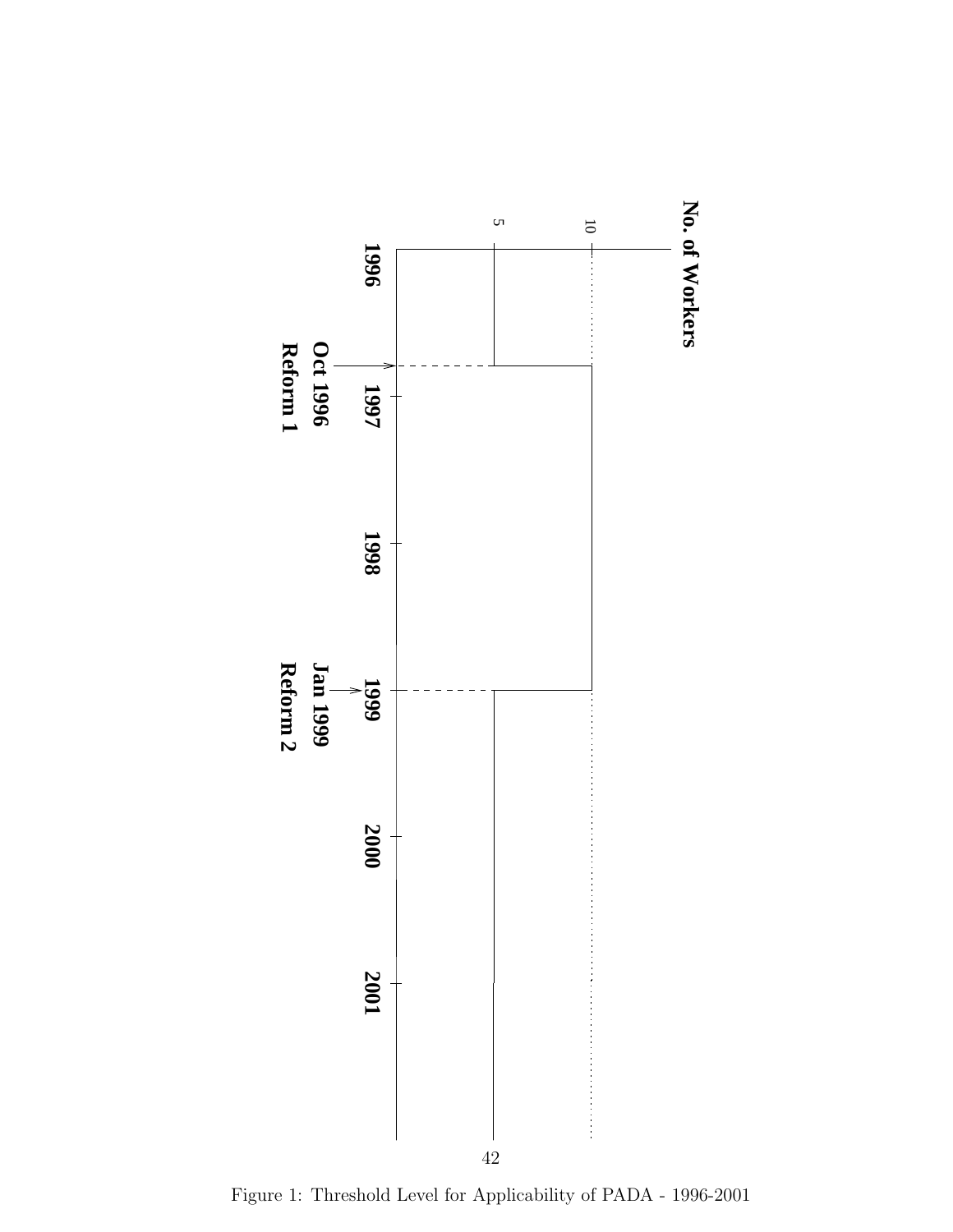Figure 1: Threshold Level for Applicability of PADA - 1996-2001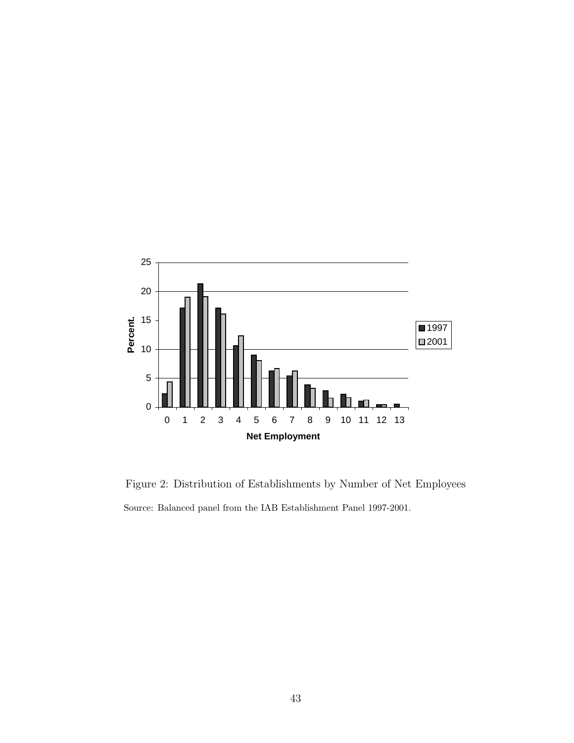Figure 2: Distribution of Establishments by Number of Net Employees

Source: Balanced panel from the IAB Establishment Panel 1997-2001.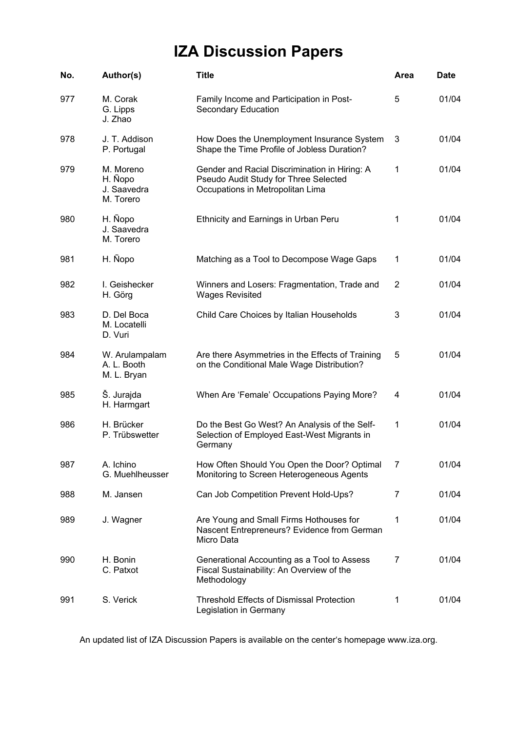# IZA Discussion Papers

| No. | Author(s) | Title | Area | Date |
|---|---|---|---|---|
| 977 | M. Corak<br>G. Lipps<br>J. Zhao | Family Income and Participation in Post-Secondary Education | 5 | 01/04 |
| 978 | J. T. Addison<br>P. Portugal | How Does the Unemployment Insurance System Shape the Time Profile of Jobless Duration? | 3 | 01/04 |
| 979 | M. Moreno<br>H. Ñopo<br>J. Saavedra<br>M. Torero | Gender and Racial Discrimination in Hiring: A Pseudo Audit Study for Three Selected Occupations in Metropolitan Lima | 1 | 01/04 |
| 980 | H. Ñopo<br>J. Saavedra<br>M. Torero | Ethnicity and Earnings in Urban Peru | 1 | 01/04 |
| 981 | H. Ñopo | Matching as a Tool to Decompose Wage Gaps | 1 | 01/04 |
| 982 | I. Geishecker<br>H. Görg | Winners and Losers: Fragmentation, Trade and Wages Revisited | 2 | 01/04 |
| 983 | D. Del Boca<br>M. Locatelli<br>D. Vuri | Child Care Choices by Italian Households | 3 | 01/04 |
| 984 | W. Arulampalam<br>A. L. Booth<br>M. L. Bryan | Are there Asymmetries in the Effects of Training on the Conditional Male Wage Distribution? | 5 | 01/04 |
| 985 | Š. Jurajda<br>H. Harmgart | When Are 'Female' Occupations Paying More? | 4 | 01/04 |
| 986 | H. Brücker<br>P. Trübswetter | Do the Best Go West? An Analysis of the Self-Selection of Employed East-West Migrants in Germany | 1 | 01/04 |
| 987 | A. Ichino<br>G. Muehlheusser | How Often Should You Open the Door? Optimal Monitoring to Screen Heterogeneous Agents | 7 | 01/04 |
| 988 | M. Jansen | Can Job Competition Prevent Hold-Ups? | 7 | 01/04 |
| 989 | J. Wagner | Are Young and Small Firms Hothouses for Nascent Entrepreneurs? Evidence from German Micro Data | 1 | 01/04 |
| 990 | H. Bonin<br>C. Patxot | Generational Accounting as a Tool to Assess Fiscal Sustainability: An Overview of the Methodology | 7 | 01/04 |
| 991 | S. Verick | Threshold Effects of Dismissal Protection Legislation in Germany | 1 | 01/04 |

An updated list of IZA Discussion Papers is available on the center's homepage www.iza.org.